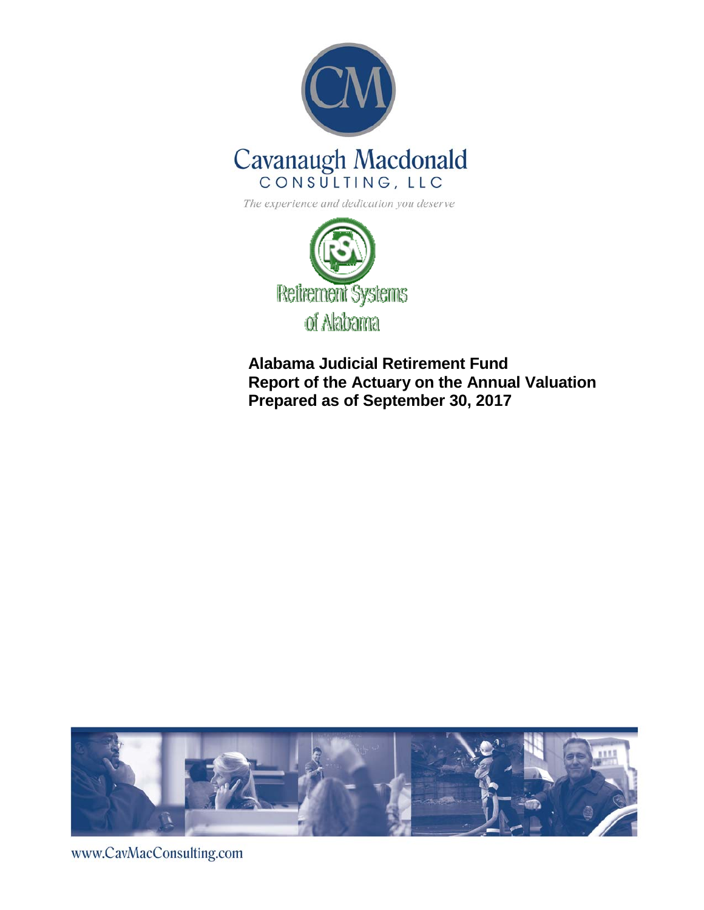Cavanaugh Macdonald

CONSULTING, LLC

*The experience and dedication you deserve*

Retirement Systems of Alabama

**Alabama Judicial Retirement Fund**
**Report of the Actuary on the Annual Valuation**
**Prepared as of September 30, 2017**

www.CavMacConsulting.com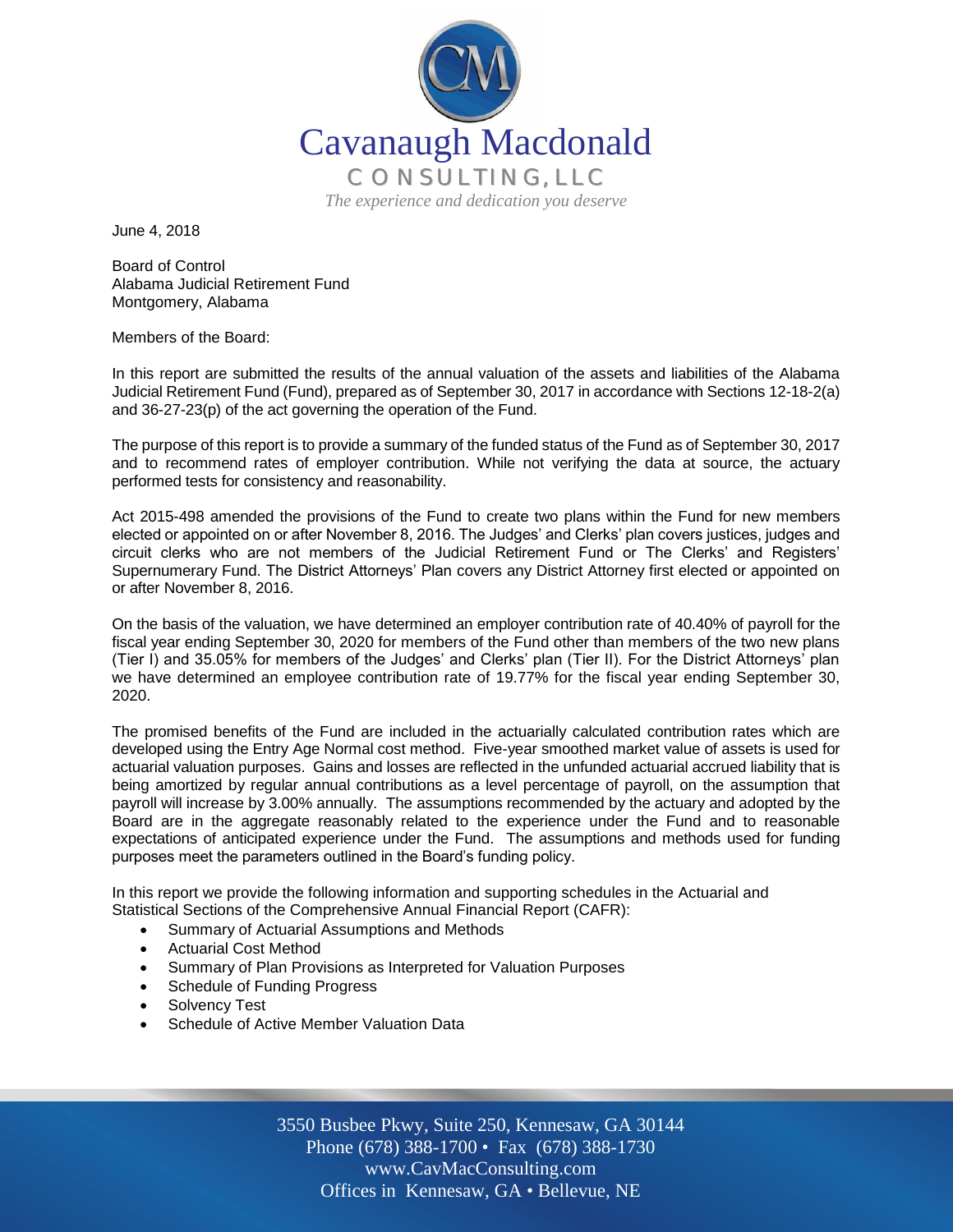Cavanaugh Macdonald
CONSULTING, LLC
*The experience and dedication you deserve*

June 4, 2018

Board of Control
Alabama Judicial Retirement Fund
Montgomery, Alabama

Members of the Board:

In this report are submitted the results of the annual valuation of the assets and liabilities of the Alabama Judicial Retirement Fund (Fund), prepared as of September 30, 2017 in accordance with Sections 12-18-2(a) and 36-27-23(p) of the act governing the operation of the Fund.

The purpose of this report is to provide a summary of the funded status of the Fund as of September 30, 2017 and to recommend rates of employer contribution. While not verifying the data at source, the actuary performed tests for consistency and reasonability.

Act 2015-498 amended the provisions of the Fund to create two plans within the Fund for new members elected or appointed on or after November 8, 2016. The Judges' and Clerks' plan covers justices, judges and circuit clerks who are not members of the Judicial Retirement Fund or The Clerks' and Registers' Supernumerary Fund. The District Attorneys' Plan covers any District Attorney first elected or appointed on or after November 8, 2016.

On the basis of the valuation, we have determined an employer contribution rate of 40.40% of payroll for the fiscal year ending September 30, 2020 for members of the Fund other than members of the two new plans (Tier I) and 35.05% for members of the Judges' and Clerks' plan (Tier II). For the District Attorneys' plan we have determined an employee contribution rate of 19.77% for the fiscal year ending September 30, 2020.

The promised benefits of the Fund are included in the actuarially calculated contribution rates which are developed using the Entry Age Normal cost method. Five-year smoothed market value of assets is used for actuarial valuation purposes. Gains and losses are reflected in the unfunded actuarial accrued liability that is being amortized by regular annual contributions as a level percentage of payroll, on the assumption that payroll will increase by 3.00% annually. The assumptions recommended by the actuary and adopted by the Board are in the aggregate reasonably related to the experience under the Fund and to reasonable expectations of anticipated experience under the Fund. The assumptions and methods used for funding purposes meet the parameters outlined in the Board's funding policy.

In this report we provide the following information and supporting schedules in the Actuarial and Statistical Sections of the Comprehensive Annual Financial Report (CAFR):

- Summary of Actuarial Assumptions and Methods
- Actuarial Cost Method
- Summary of Plan Provisions as Interpreted for Valuation Purposes
- Schedule of Funding Progress
- Solvency Test
- Schedule of Active Member Valuation Data

3550 Busbee Pkwy, Suite 250, Kennesaw, GA 30144
Phone (678) 388-1700 • Fax (678) 388-1730
www.CavMacConsulting.com
Offices in Kennesaw, GA • Bellevue, NE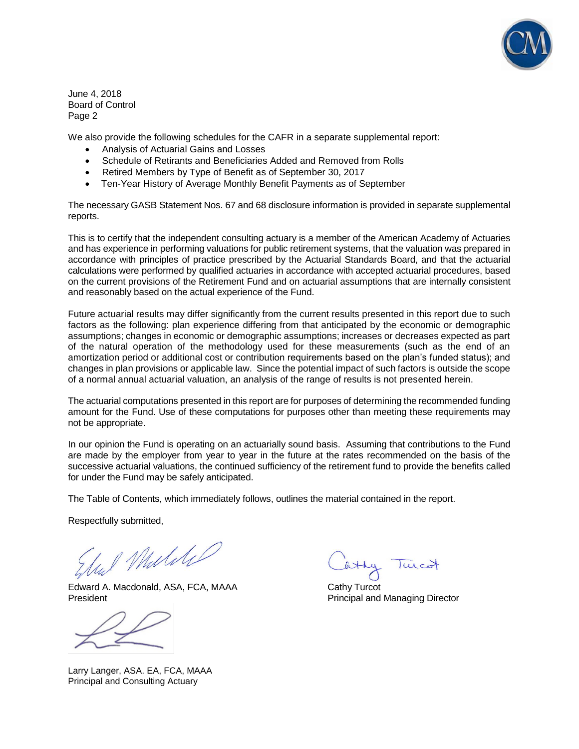June 4, 2018
Board of Control
Page 2

We also provide the following schedules for the CAFR in a separate supplemental report:

- Analysis of Actuarial Gains and Losses
- Schedule of Retirants and Beneficiaries Added and Removed from Rolls
- Retired Members by Type of Benefit as of September 30, 2017
- Ten-Year History of Average Monthly Benefit Payments as of September

The necessary GASB Statement Nos. 67 and 68 disclosure information is provided in separate supplemental reports.

This is to certify that the independent consulting actuary is a member of the American Academy of Actuaries and has experience in performing valuations for public retirement systems, that the valuation was prepared in accordance with principles of practice prescribed by the Actuarial Standards Board, and that the actuarial calculations were performed by qualified actuaries in accordance with accepted actuarial procedures, based on the current provisions of the Retirement Fund and on actuarial assumptions that are internally consistent and reasonably based on the actual experience of the Fund.

Future actuarial results may differ significantly from the current results presented in this report due to such factors as the following: plan experience differing from that anticipated by the economic or demographic assumptions; changes in economic or demographic assumptions; increases or decreases expected as part of the natural operation of the methodology used for these measurements (such as the end of an amortization period or additional cost or contribution requirements based on the plan's funded status); and changes in plan provisions or applicable law. Since the potential impact of such factors is outside the scope of a normal annual actuarial valuation, an analysis of the range of results is not presented herein.

The actuarial computations presented in this report are for purposes of determining the recommended funding amount for the Fund. Use of these computations for purposes other than meeting these requirements may not be appropriate.

In our opinion the Fund is operating on an actuarially sound basis. Assuming that contributions to the Fund are made by the employer from year to year in the future at the rates recommended on the basis of the successive actuarial valuations, the continued sufficiency of the retirement fund to provide the benefits called for under the Fund may be safely anticipated.

The Table of Contents, which immediately follows, outlines the material contained in the report.

Respectfully submitted,

Edward A. Macdonald, ASA, FCA, MAAA
President

Cathy Turcot
Principal and Managing Director

Larry Langer, ASA. EA, FCA, MAAA
Principal and Consulting Actuary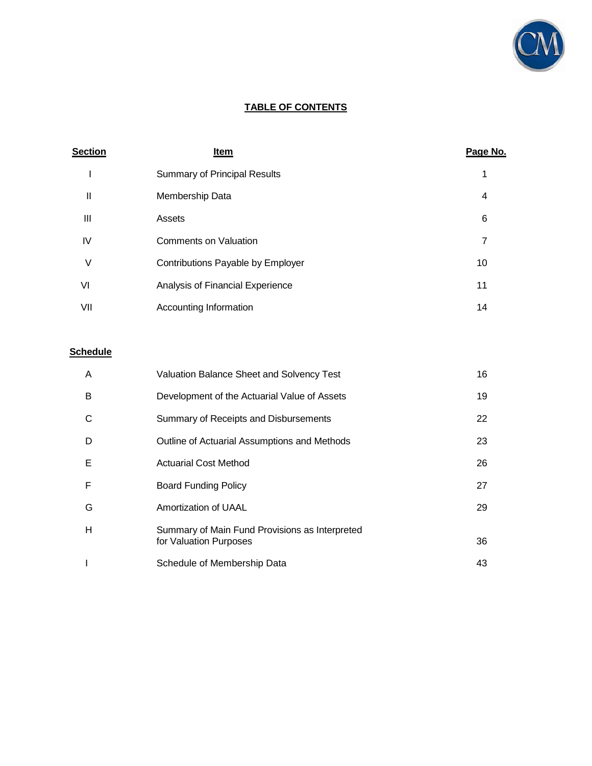# TABLE OF CONTENTS

| Section | Item | Page No. |
|---|---|---|
| I | Summary of Principal Results | 1 |
| II | Membership Data | 4 |
| III | Assets | 6 |
| IV | Comments on Valuation | 7 |
| V | Contributions Payable by Employer | 10 |
| VI | Analysis of Financial Experience | 11 |
| VII | Accounting Information | 14 |

| Schedule | | |
|---|---|---|
| A | Valuation Balance Sheet and Solvency Test | 16 |
| B | Development of the Actuarial Value of Assets | 19 |
| C | Summary of Receipts and Disbursements | 22 |
| D | Outline of Actuarial Assumptions and Methods | 23 |
| E | Actuarial Cost Method | 26 |
| F | Board Funding Policy | 27 |
| G | Amortization of UAAL | 29 |
| H | Summary of Main Fund Provisions as Interpreted for Valuation Purposes | 36 |
| I | Schedule of Membership Data | 43 |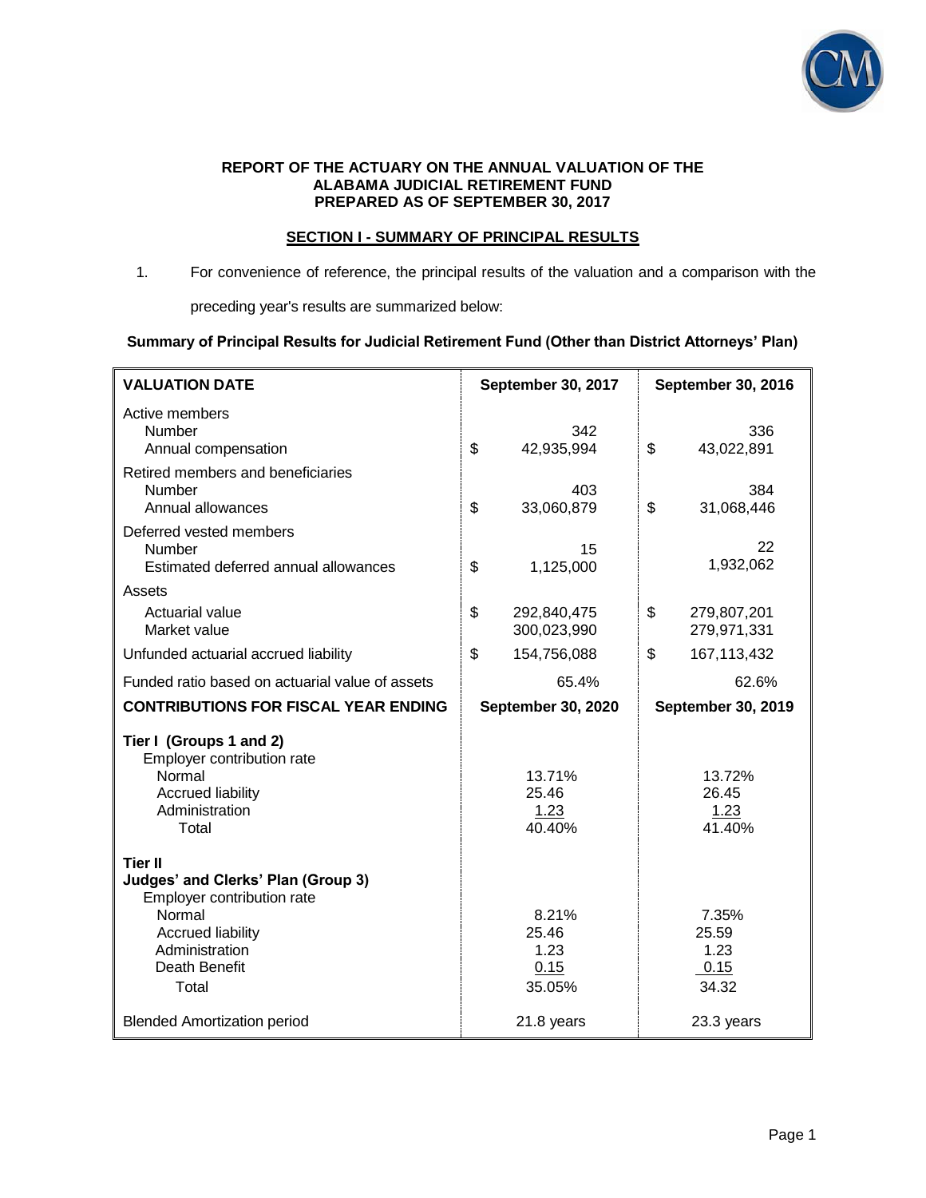**REPORT OF THE ACTUARY ON THE ANNUAL VALUATION OF THE ALABAMA JUDICIAL RETIREMENT FUND PREPARED AS OF SEPTEMBER 30, 2017**

## SECTION I - SUMMARY OF PRINCIPAL RESULTS

1. For convenience of reference, the principal results of the valuation and a comparison with the preceding year's results are summarized below:

**Summary of Principal Results for Judicial Retirement Fund (Other than District Attorneys' Plan)**

| **VALUATION DATE** | **September 30, 2017** | **September 30, 2016** |
|---|---|---|
| Active members | | |
| Number | 342 | 336 |
| Annual compensation | $ 42,935,994 | $ 43,022,891 |
| Retired members and beneficiaries | | |
| Number | 403 | 384 |
| Annual allowances | $ 33,060,879 | $ 31,068,446 |
| Deferred vested members | | |
| Number | 15 | 22 |
| Estimated deferred annual allowances | $ 1,125,000 | 1,932,062 |
| Assets | | |
| Actuarial value | $ 292,840,475 | $ 279,807,201 |
| Market value | 300,023,990 | 279,971,331 |
| Unfunded actuarial accrued liability | $ 154,756,088 | $ 167,113,432 |
| Funded ratio based on actuarial value of assets | 65.4% | 62.6% |
| **CONTRIBUTIONS FOR FISCAL YEAR ENDING** | **September 30, 2020** | **September 30, 2019** |
| **Tier I (Groups 1 and 2)** | | |
| Employer contribution rate | | |
| Normal | 13.71% | 13.72% |
| Accrued liability | 25.46 | 26.45 |
| Administration | 1.23 | 1.23 |
| Total | 40.40% | 41.40% |
| **Tier II** | | |
| **Judges' and Clerks' Plan (Group 3)** | | |
| Employer contribution rate | | |
| Normal | 8.21% | 7.35% |
| Accrued liability | 25.46 | 25.59 |
| Administration | 1.23 | 1.23 |
| Death Benefit | 0.15 | 0.15 |
| Total | 35.05% | 34.32 |
| Blended Amortization period | 21.8 years | 23.3 years |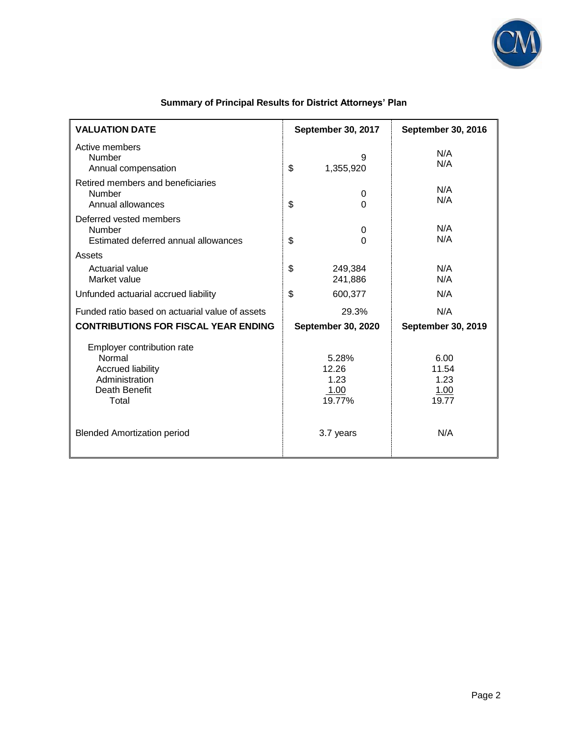## Summary of Principal Results for District Attorneys' Plan

| **VALUATION DATE** | **September 30, 2017** | **September 30, 2016** |
|---|---|---|
| Active members | | |
| Number | 9 | N/A |
| Annual compensation | $ 1,355,920 | N/A |
| Retired members and beneficiaries | | |
| Number | 0 | N/A |
| Annual allowances | $ 0 | N/A |
| Deferred vested members | | |
| Number | 0 | N/A |
| Estimated deferred annual allowances | $ 0 | N/A |
| Assets | | |
| Actuarial value | $ 249,384 | N/A |
| Market value | 241,886 | N/A |
| Unfunded actuarial accrued liability | $ 600,377 | N/A |
| Funded ratio based on actuarial value of assets | 29.3% | N/A |
| **CONTRIBUTIONS FOR FISCAL YEAR ENDING** | **September 30, 2020** | **September 30, 2019** |
| Employer contribution rate | | |
| Normal | 5.28% | 6.00 |
| Accrued liability | 12.26 | 11.54 |
| Administration | 1.23 | 1.23 |
| Death Benefit | 1.00 | 1.00 |
| Total | 19.77% | 19.77 |
| Blended Amortization period | 3.7 years | N/A |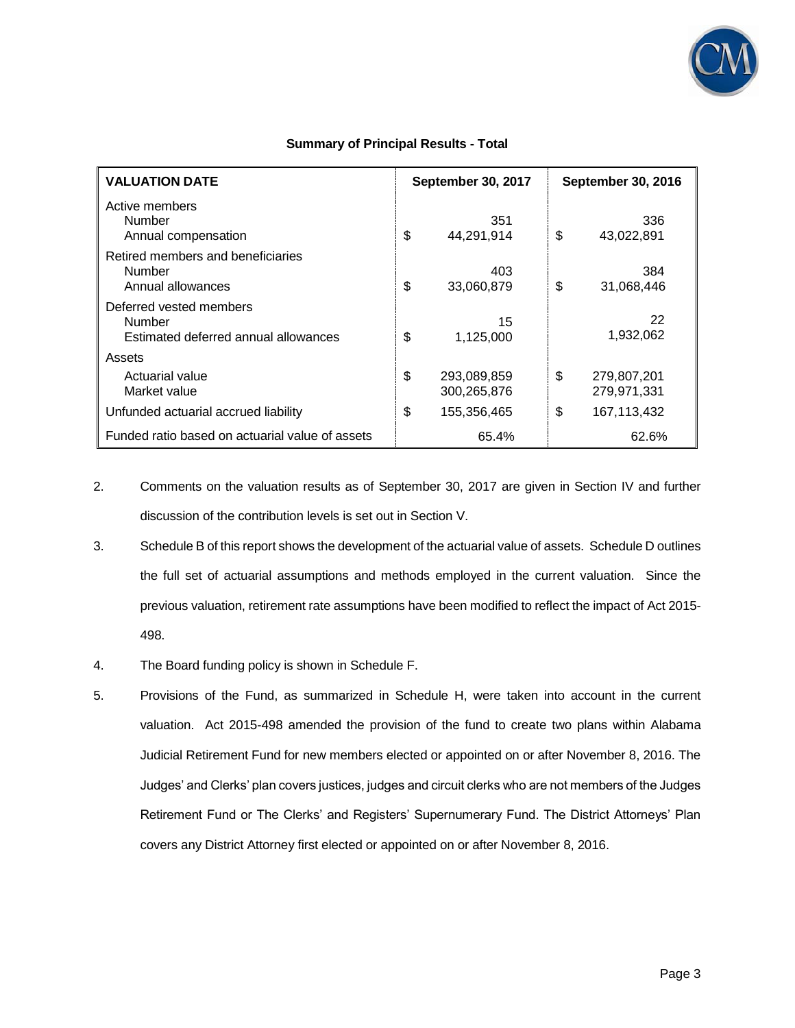**Summary of Principal Results - Total**

| VALUATION DATE | September 30, 2017 | September 30, 2016 |
|---|---|---|
| Active members | | |
| Number | 351 | 336 |
| Annual compensation | $ 44,291,914 | $ 43,022,891 |
| Retired members and beneficiaries | | |
| Number | 403 | 384 |
| Annual allowances | $ 33,060,879 | $ 31,068,446 |
| Deferred vested members | | |
| Number | 15 | 22 |
| Estimated deferred annual allowances | $ 1,125,000 | 1,932,062 |
| Assets | | |
| Actuarial value | $ 293,089,859 | $ 279,807,201 |
| Market value | 300,265,876 | 279,971,331 |
| Unfunded actuarial accrued liability | $ 155,356,465 | $ 167,113,432 |
| Funded ratio based on actuarial value of assets | 65.4% | 62.6% |

2. Comments on the valuation results as of September 30, 2017 are given in Section IV and further discussion of the contribution levels is set out in Section V.

3. Schedule B of this report shows the development of the actuarial value of assets. Schedule D outlines the full set of actuarial assumptions and methods employed in the current valuation. Since the previous valuation, retirement rate assumptions have been modified to reflect the impact of Act 2015-498.

4. The Board funding policy is shown in Schedule F.

5. Provisions of the Fund, as summarized in Schedule H, were taken into account in the current valuation. Act 2015-498 amended the provision of the fund to create two plans within Alabama Judicial Retirement Fund for new members elected or appointed on or after November 8, 2016. The Judges' and Clerks' plan covers justices, judges and circuit clerks who are not members of the Judges Retirement Fund or The Clerks' and Registers' Supernumerary Fund. The District Attorneys' Plan covers any District Attorney first elected or appointed on or after November 8, 2016.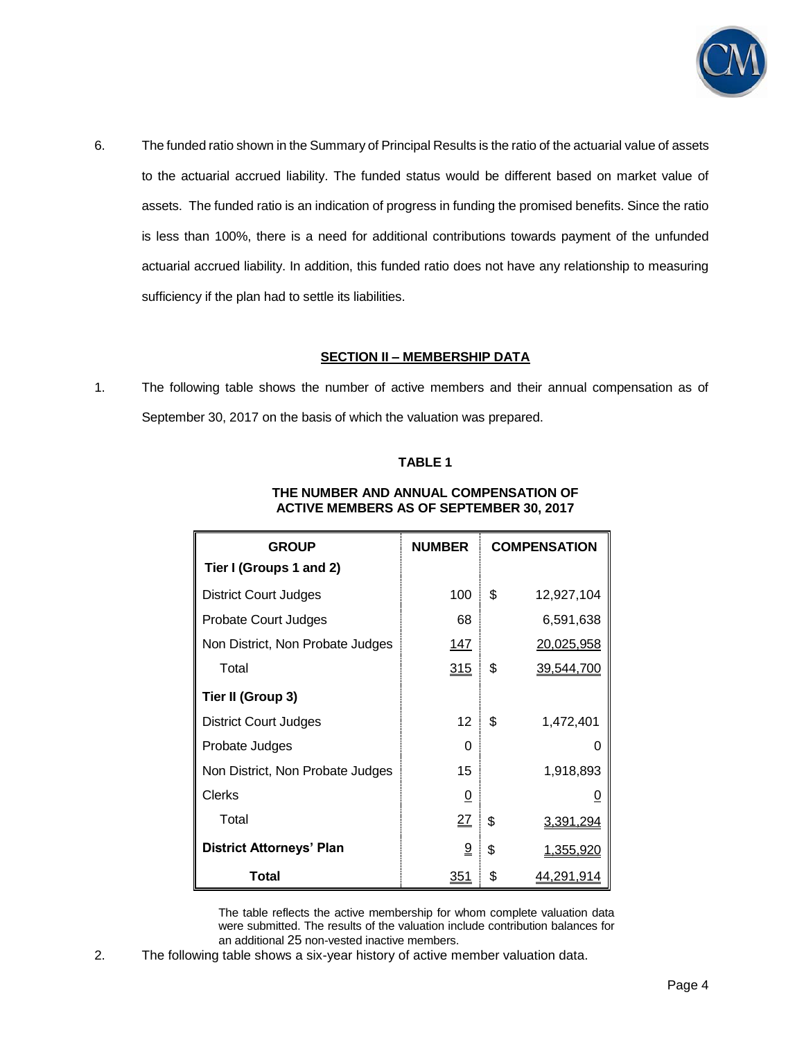6. The funded ratio shown in the Summary of Principal Results is the ratio of the actuarial value of assets to the actuarial accrued liability. The funded status would be different based on market value of assets. The funded ratio is an indication of progress in funding the promised benefits. Since the ratio is less than 100%, there is a need for additional contributions towards payment of the unfunded actuarial accrued liability. In addition, this funded ratio does not have any relationship to measuring sufficiency if the plan had to settle its liabilities.

## SECTION II – MEMBERSHIP DATA

1. The following table shows the number of active members and their annual compensation as of September 30, 2017 on the basis of which the valuation was prepared.

**TABLE 1**

**THE NUMBER AND ANNUAL COMPENSATION OF ACTIVE MEMBERS AS OF SEPTEMBER 30, 2017**

| GROUP | NUMBER | COMPENSATION |
|---|---|---|
| **Tier I (Groups 1 and 2)** | | |
| District Court Judges | 100 | $ 12,927,104 |
| Probate Court Judges | 68 | 6,591,638 |
| Non District, Non Probate Judges | 147 | 20,025,958 |
| Total | 315 | $ 39,544,700 |
| **Tier II (Group 3)** | | |
| District Court Judges | 12 | $ 1,472,401 |
| Probate Judges | 0 | 0 |
| Non District, Non Probate Judges | 15 | 1,918,893 |
| Clerks | 0 | 0 |
| Total | 27 | $ 3,391,294 |
| **District Attorneys' Plan** | 9 | $ 1,355,920 |
| **Total** | 351 | $ 44,291,914 |

The table reflects the active membership for whom complete valuation data were submitted. The results of the valuation include contribution balances for an additional 25 non-vested inactive members.

2. The following table shows a six-year history of active member valuation data.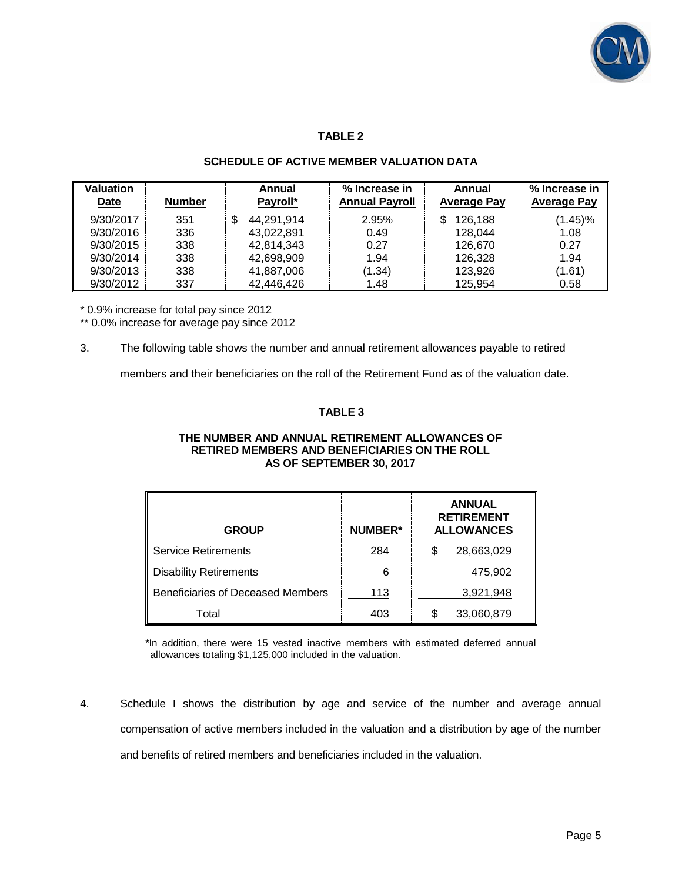## TABLE 2

### SCHEDULE OF ACTIVE MEMBER VALUATION DATA

| Valuation Date | Number | Annual Payroll* | % Increase in Annual Payroll | Annual Average Pay | % Increase in Average Pay |
|---|---|---|---|---|---|
| 9/30/2017 | 351 | $ 44,291,914 | 2.95% | $ 126,188 | (1.45)% |
| 9/30/2016 | 336 | 43,022,891 | 0.49 | 128,044 | 1.08 |
| 9/30/2015 | 338 | 42,814,343 | 0.27 | 126,670 | 0.27 |
| 9/30/2014 | 338 | 42,698,909 | 1.94 | 126,328 | 1.94 |
| 9/30/2013 | 338 | 41,887,006 | (1.34) | 123,926 | (1.61) |
| 9/30/2012 | 337 | 42,446,426 | 1.48 | 125,954 | 0.58 |

\* 0.9% increase for total pay since 2012

\*\* 0.0% increase for average pay since 2012

3. The following table shows the number and annual retirement allowances payable to retired members and their beneficiaries on the roll of the Retirement Fund as of the valuation date.

## TABLE 3

### THE NUMBER AND ANNUAL RETIREMENT ALLOWANCES OF RETIRED MEMBERS AND BENEFICIARIES ON THE ROLL AS OF SEPTEMBER 30, 2017

| GROUP | NUMBER* | ANNUAL RETIREMENT ALLOWANCES |
|---|---|---|
| Service Retirements | 284 | $ 28,663,029 |
| Disability Retirements | 6 | 475,902 |
| Beneficiaries of Deceased Members | 113 | 3,921,948 |
| Total | 403 | $ 33,060,879 |

*In addition, there were 15 vested inactive members with estimated deferred annual allowances totaling $1,125,000 included in the valuation.

4. Schedule I shows the distribution by age and service of the number and average annual compensation of active members included in the valuation and a distribution by age of the number and benefits of retired members and beneficiaries included in the valuation.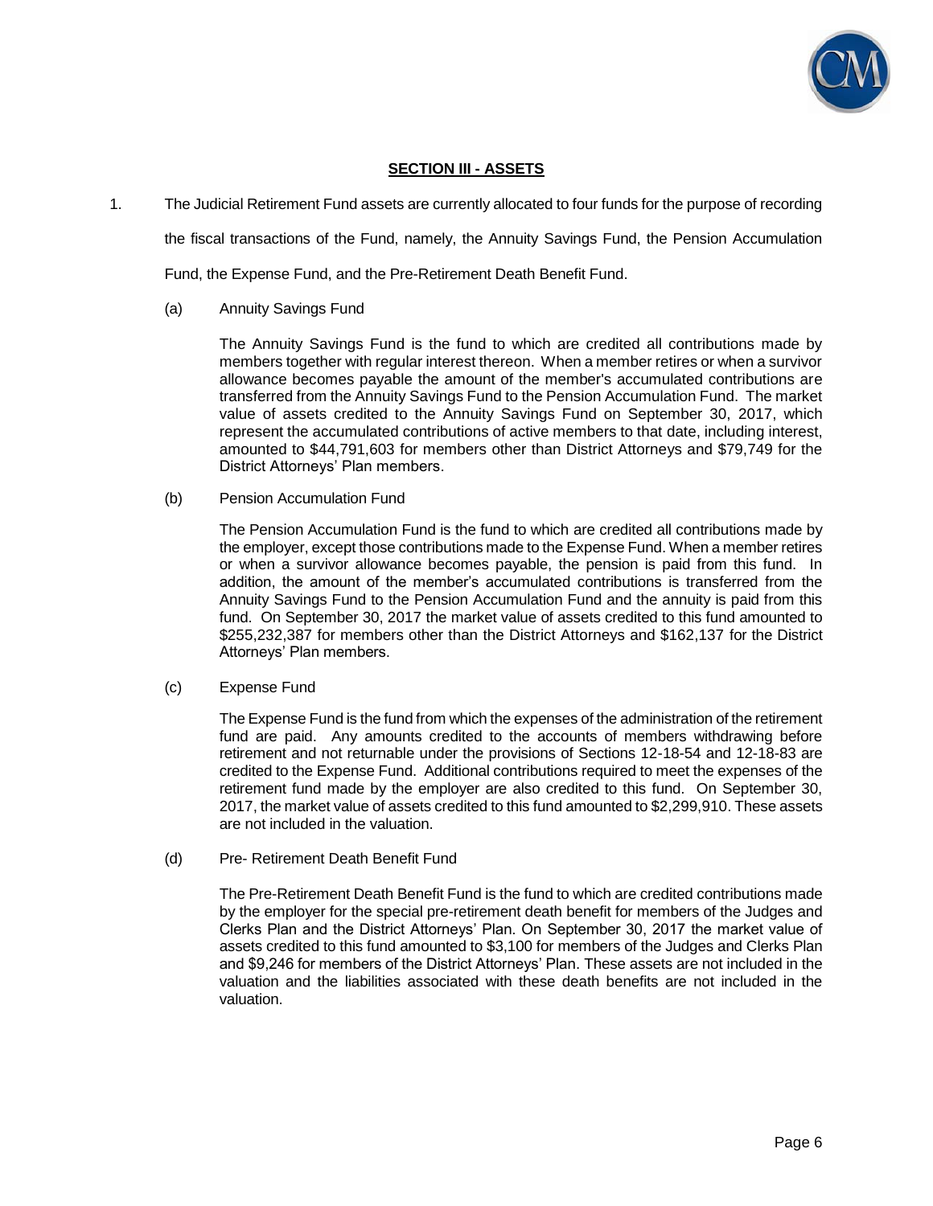## SECTION III - ASSETS

1. The Judicial Retirement Fund assets are currently allocated to four funds for the purpose of recording the fiscal transactions of the Fund, namely, the Annuity Savings Fund, the Pension Accumulation Fund, the Expense Fund, and the Pre-Retirement Death Benefit Fund.

   (a) Annuity Savings Fund

   The Annuity Savings Fund is the fund to which are credited all contributions made by members together with regular interest thereon. When a member retires or when a survivor allowance becomes payable the amount of the member's accumulated contributions are transferred from the Annuity Savings Fund to the Pension Accumulation Fund. The market value of assets credited to the Annuity Savings Fund on September 30, 2017, which represent the accumulated contributions of active members to that date, including interest, amounted to $44,791,603 for members other than District Attorneys and $79,749 for the District Attorneys' Plan members.

   (b) Pension Accumulation Fund

   The Pension Accumulation Fund is the fund to which are credited all contributions made by the employer, except those contributions made to the Expense Fund. When a member retires or when a survivor allowance becomes payable, the pension is paid from this fund. In addition, the amount of the member's accumulated contributions is transferred from the Annuity Savings Fund to the Pension Accumulation Fund and the annuity is paid from this fund. On September 30, 2017 the market value of assets credited to this fund amounted to $255,232,387 for members other than the District Attorneys and $162,137 for the District Attorneys' Plan members.

   (c) Expense Fund

   The Expense Fund is the fund from which the expenses of the administration of the retirement fund are paid. Any amounts credited to the accounts of members withdrawing before retirement and not returnable under the provisions of Sections 12-18-54 and 12-18-83 are credited to the Expense Fund. Additional contributions required to meet the expenses of the retirement fund made by the employer are also credited to this fund. On September 30, 2017, the market value of assets credited to this fund amounted to $2,299,910. These assets are not included in the valuation.

   (d) Pre- Retirement Death Benefit Fund

   The Pre-Retirement Death Benefit Fund is the fund to which are credited contributions made by the employer for the special pre-retirement death benefit for members of the Judges and Clerks Plan and the District Attorneys' Plan. On September 30, 2017 the market value of assets credited to this fund amounted to $3,100 for members of the Judges and Clerks Plan and $9,246 for members of the District Attorneys' Plan. These assets are not included in the valuation and the liabilities associated with these death benefits are not included in the valuation.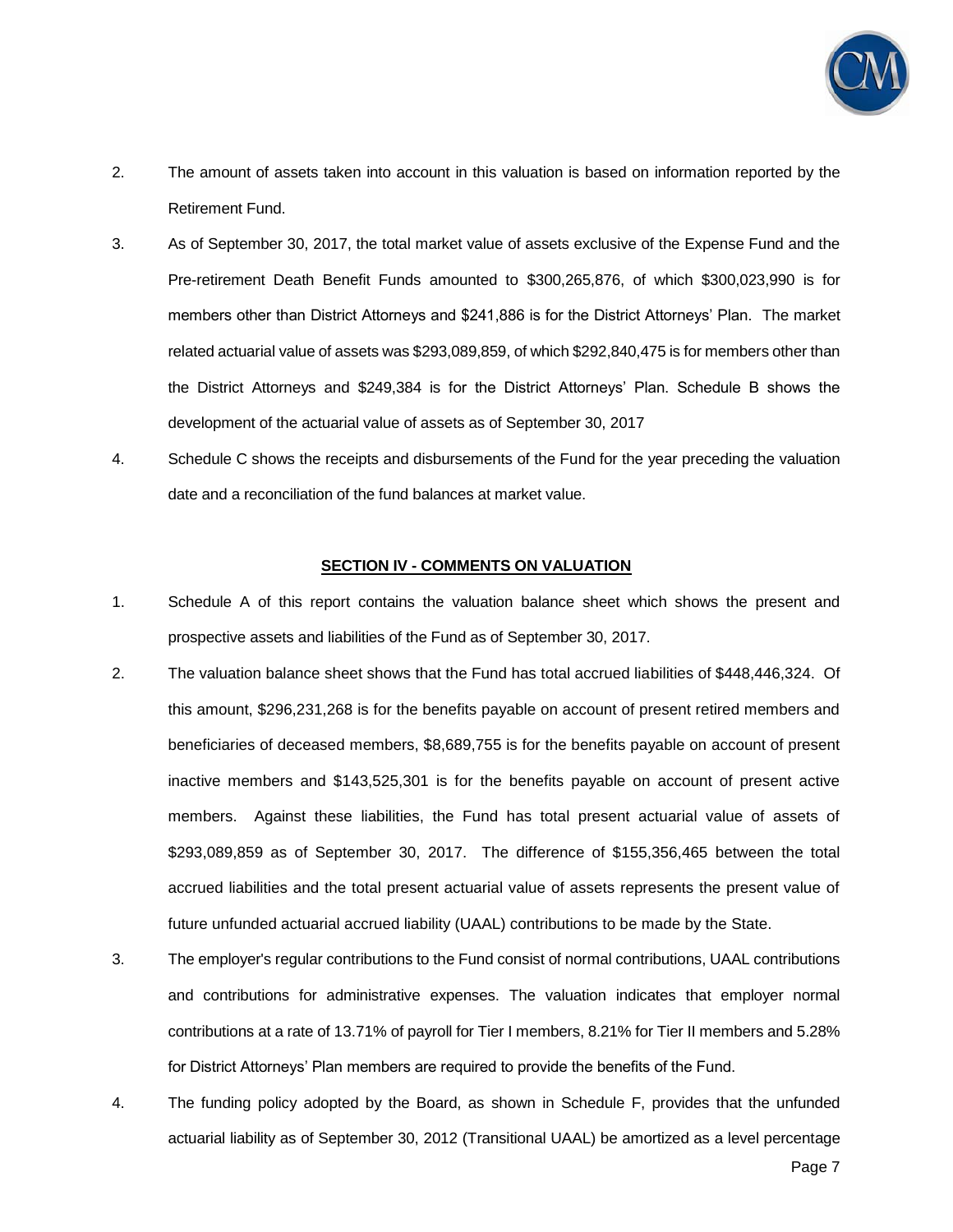2. The amount of assets taken into account in this valuation is based on information reported by the Retirement Fund.

3. As of September 30, 2017, the total market value of assets exclusive of the Expense Fund and the Pre-retirement Death Benefit Funds amounted to $300,265,876, of which $300,023,990 is for members other than District Attorneys and $241,886 is for the District Attorneys' Plan. The market related actuarial value of assets was $293,089,859, of which $292,840,475 is for members other than the District Attorneys and $249,384 is for the District Attorneys' Plan. Schedule B shows the development of the actuarial value of assets as of September 30, 2017

4. Schedule C shows the receipts and disbursements of the Fund for the year preceding the valuation date and a reconciliation of the fund balances at market value.

## SECTION IV - COMMENTS ON VALUATION

1. Schedule A of this report contains the valuation balance sheet which shows the present and prospective assets and liabilities of the Fund as of September 30, 2017.

2. The valuation balance sheet shows that the Fund has total accrued liabilities of $448,446,324. Of this amount, $296,231,268 is for the benefits payable on account of present retired members and beneficiaries of deceased members, $8,689,755 is for the benefits payable on account of present inactive members and $143,525,301 is for the benefits payable on account of present active members. Against these liabilities, the Fund has total present actuarial value of assets of $293,089,859 as of September 30, 2017. The difference of $155,356,465 between the total accrued liabilities and the total present actuarial value of assets represents the present value of future unfunded actuarial accrued liability (UAAL) contributions to be made by the State.

3. The employer's regular contributions to the Fund consist of normal contributions, UAAL contributions and contributions for administrative expenses. The valuation indicates that employer normal contributions at a rate of 13.71% of payroll for Tier I members, 8.21% for Tier II members and 5.28% for District Attorneys' Plan members are required to provide the benefits of the Fund.

4. The funding policy adopted by the Board, as shown in Schedule F, provides that the unfunded actuarial liability as of September 30, 2012 (Transitional UAAL) be amortized as a level percentage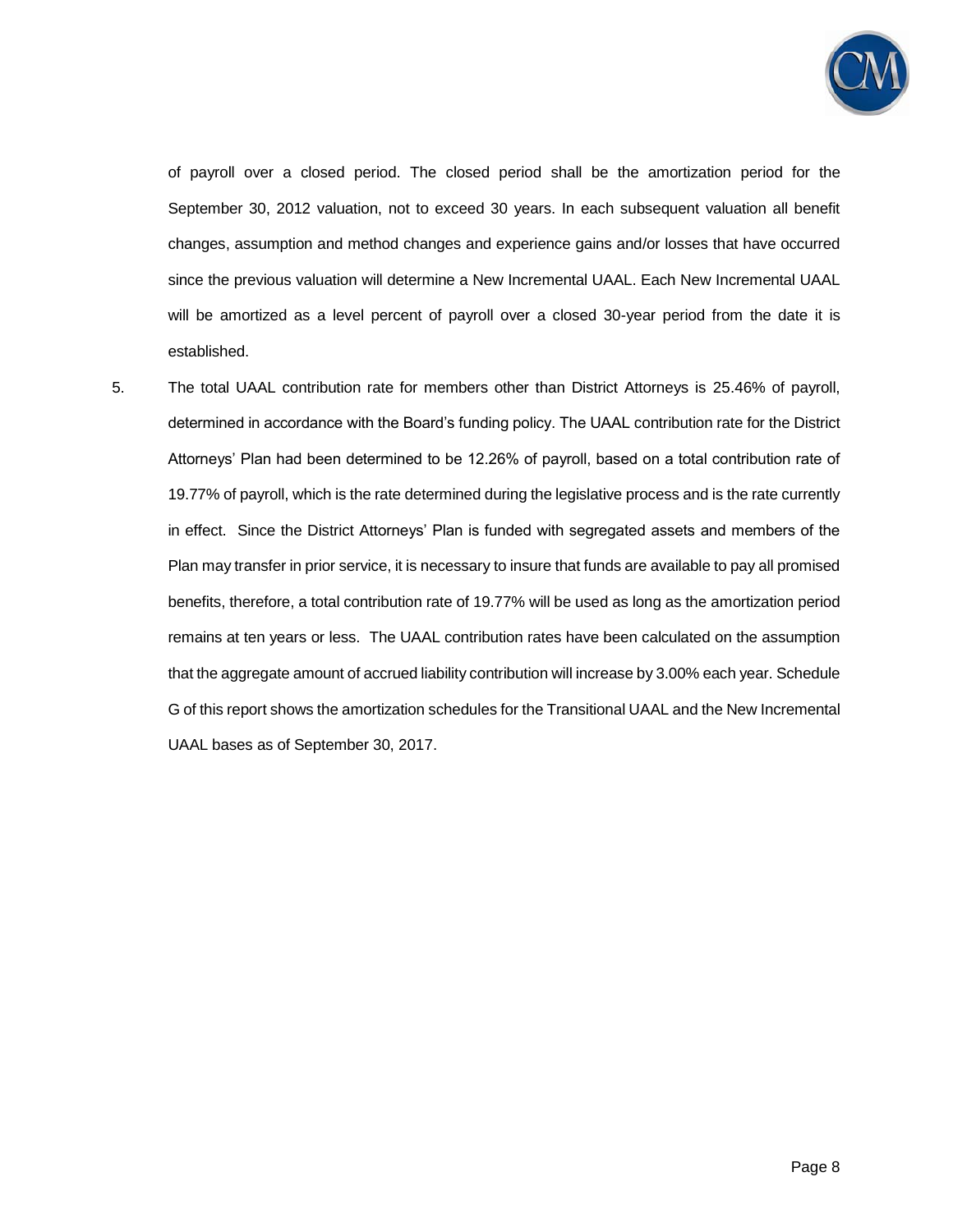of payroll over a closed period. The closed period shall be the amortization period for the September 30, 2012 valuation, not to exceed 30 years. In each subsequent valuation all benefit changes, assumption and method changes and experience gains and/or losses that have occurred since the previous valuation will determine a New Incremental UAAL. Each New Incremental UAAL will be amortized as a level percent of payroll over a closed 30-year period from the date it is established.

5. The total UAAL contribution rate for members other than District Attorneys is 25.46% of payroll, determined in accordance with the Board's funding policy. The UAAL contribution rate for the District Attorneys' Plan had been determined to be 12.26% of payroll, based on a total contribution rate of 19.77% of payroll, which is the rate determined during the legislative process and is the rate currently in effect. Since the District Attorneys' Plan is funded with segregated assets and members of the Plan may transfer in prior service, it is necessary to insure that funds are available to pay all promised benefits, therefore, a total contribution rate of 19.77% will be used as long as the amortization period remains at ten years or less. The UAAL contribution rates have been calculated on the assumption that the aggregate amount of accrued liability contribution will increase by 3.00% each year. Schedule G of this report shows the amortization schedules for the Transitional UAAL and the New Incremental UAAL bases as of September 30, 2017.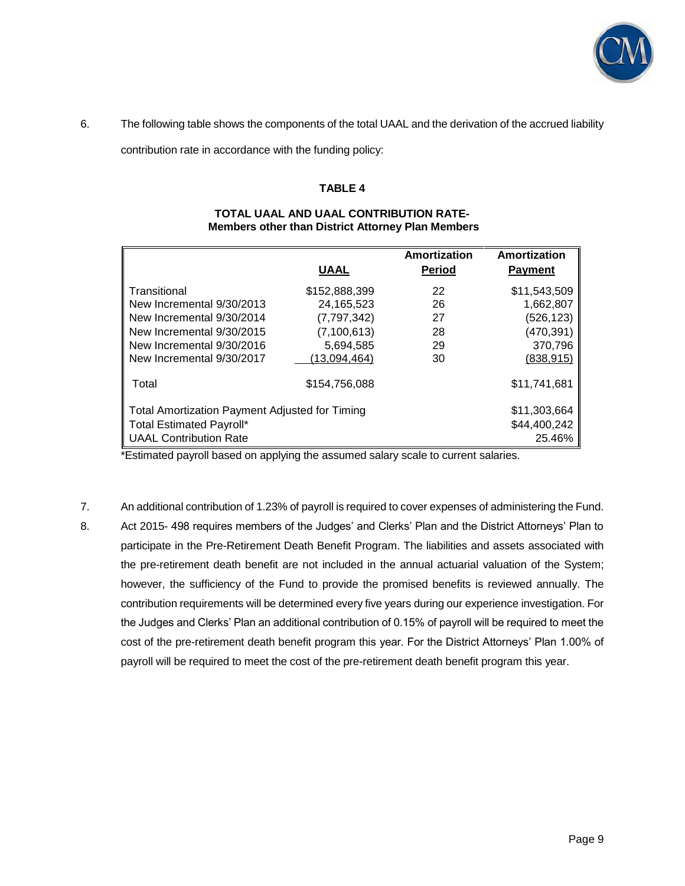6. The following table shows the components of the total UAAL and the derivation of the accrued liability contribution rate in accordance with the funding policy:

**TABLE 4**

**TOTAL UAAL AND UAAL CONTRIBUTION RATE-**
**Members other than District Attorney Plan Members**

| | UAAL | Amortization Period | Amortization Payment |
|---|---|---|---|
| Transitional | $152,888,399 | 22 | $11,543,509 |
| New Incremental 9/30/2013 | 24,165,523 | 26 | 1,662,807 |
| New Incremental 9/30/2014 | (7,797,342) | 27 | (526,123) |
| New Incremental 9/30/2015 | (7,100,613) | 28 | (470,391) |
| New Incremental 9/30/2016 | 5,694,585 | 29 | 370,796 |
| New Incremental 9/30/2017 | (13,094,464) | 30 | (838,915) |
| Total | $154,756,088 | | $11,741,681 |
| Total Amortization Payment Adjusted for Timing | | | $11,303,664 |
| Total Estimated Payroll* | | | $44,400,242 |
| UAAL Contribution Rate | | | 25.46% |

*Estimated payroll based on applying the assumed salary scale to current salaries.

7. An additional contribution of 1.23% of payroll is required to cover expenses of administering the Fund.

8. Act 2015- 498 requires members of the Judges' and Clerks' Plan and the District Attorneys' Plan to participate in the Pre-Retirement Death Benefit Program. The liabilities and assets associated with the pre-retirement death benefit are not included in the annual actuarial valuation of the System; however, the sufficiency of the Fund to provide the promised benefits is reviewed annually. The contribution requirements will be determined every five years during our experience investigation. For the Judges and Clerks' Plan an additional contribution of 0.15% of payroll will be required to meet the cost of the pre-retirement death benefit program this year. For the District Attorneys' Plan 1.00% of payroll will be required to meet the cost of the pre-retirement death benefit program this year.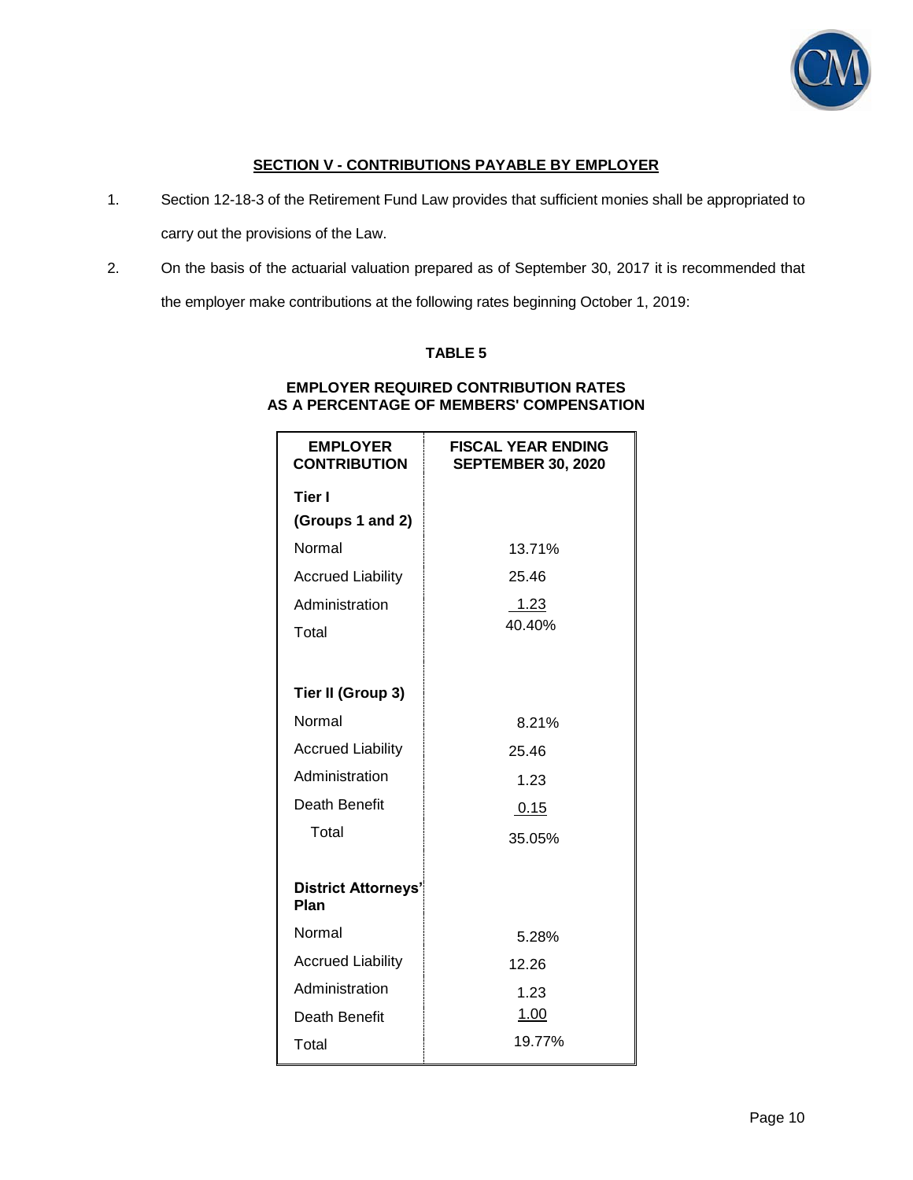## SECTION V - CONTRIBUTIONS PAYABLE BY EMPLOYER

1. Section 12-18-3 of the Retirement Fund Law provides that sufficient monies shall be appropriated to carry out the provisions of the Law.

2. On the basis of the actuarial valuation prepared as of September 30, 2017 it is recommended that the employer make contributions at the following rates beginning October 1, 2019:

**TABLE 5**

**EMPLOYER REQUIRED CONTRIBUTION RATES AS A PERCENTAGE OF MEMBERS' COMPENSATION**

| EMPLOYER CONTRIBUTION | FISCAL YEAR ENDING SEPTEMBER 30, 2020 |
|---|---|
| **Tier I (Groups 1 and 2)** | |
| Normal | 13.71% |
| Accrued Liability | 25.46 |
| Administration | 1.23 |
| Total | 40.40% |
| **Tier II (Group 3)** | |
| Normal | 8.21% |
| Accrued Liability | 25.46 |
| Administration | 1.23 |
| Death Benefit | 0.15 |
| Total | 35.05% |
| **District Attorneys' Plan** | |
| Normal | 5.28% |
| Accrued Liability | 12.26 |
| Administration | 1.23 |
| Death Benefit | 1.00 |
| Total | 19.77% |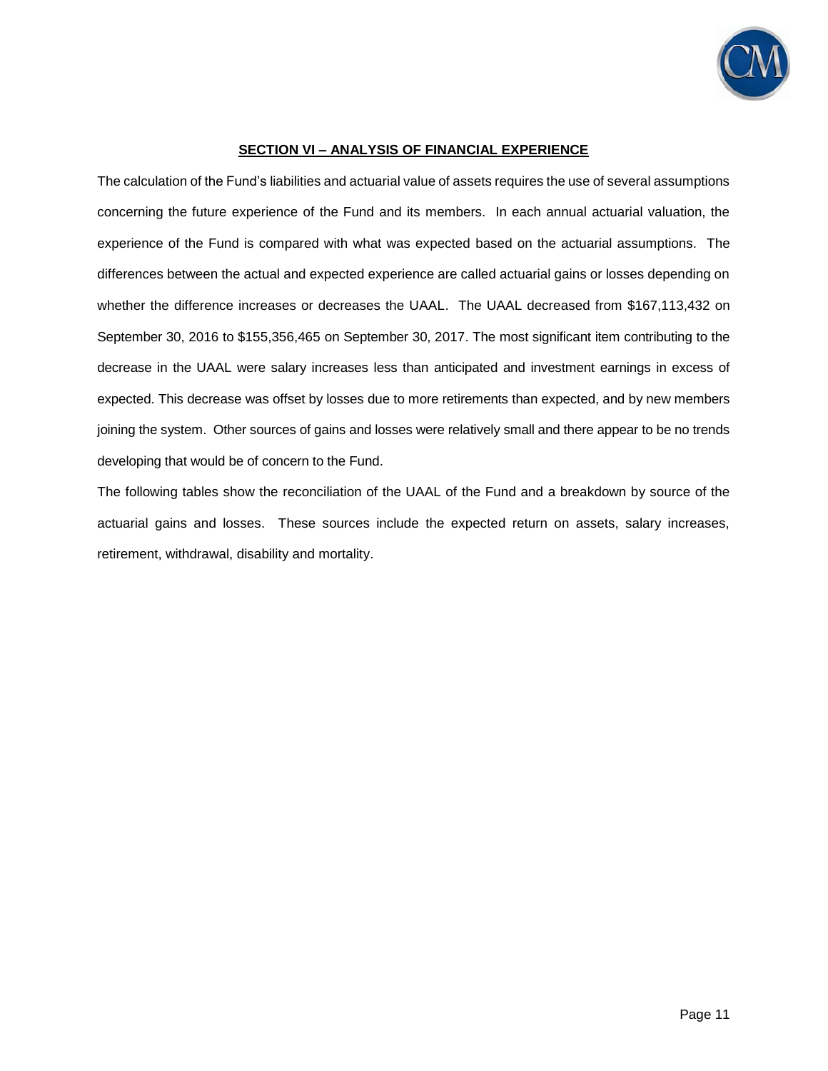## SECTION VI – ANALYSIS OF FINANCIAL EXPERIENCE

The calculation of the Fund's liabilities and actuarial value of assets requires the use of several assumptions concerning the future experience of the Fund and its members. In each annual actuarial valuation, the experience of the Fund is compared with what was expected based on the actuarial assumptions. The differences between the actual and expected experience are called actuarial gains or losses depending on whether the difference increases or decreases the UAAL. The UAAL decreased from $167,113,432 on September 30, 2016 to $155,356,465 on September 30, 2017. The most significant item contributing to the decrease in the UAAL were salary increases less than anticipated and investment earnings in excess of expected. This decrease was offset by losses due to more retirements than expected, and by new members joining the system. Other sources of gains and losses were relatively small and there appear to be no trends developing that would be of concern to the Fund.

The following tables show the reconciliation of the UAAL of the Fund and a breakdown by source of the actuarial gains and losses. These sources include the expected return on assets, salary increases, retirement, withdrawal, disability and mortality.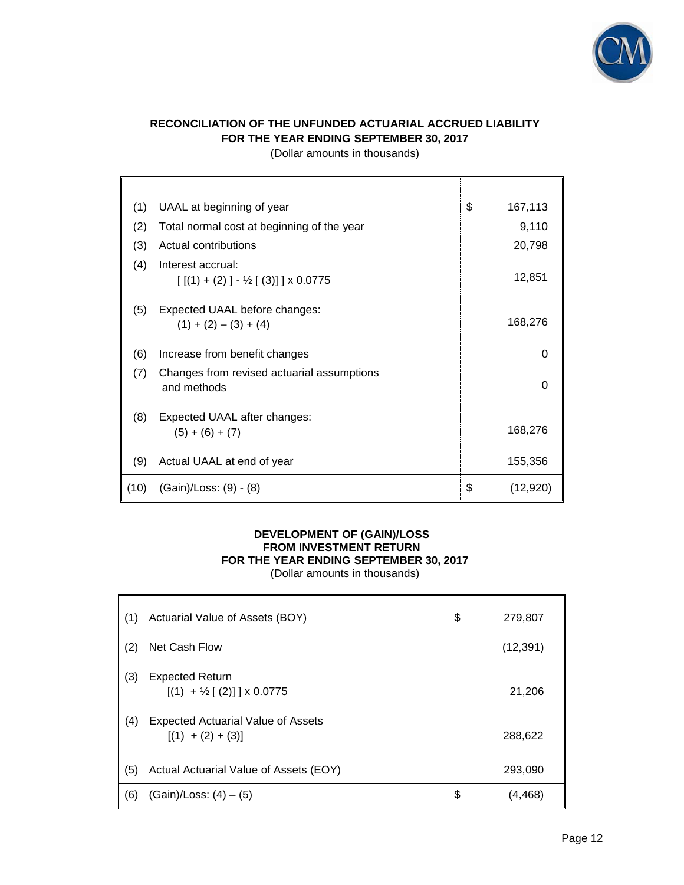**RECONCILIATION OF THE UNFUNDED ACTUARIAL ACCRUED LIABILITY**
**FOR THE YEAR ENDING SEPTEMBER 30, 2017**
(Dollar amounts in thousands)

| | | | |
|---|---|---|---|
| (1) | UAAL at beginning of year | $ | 167,113 |
| (2) | Total normal cost at beginning of the year | | 9,110 |
| (3) | Actual contributions | | 20,798 |
| (4) | Interest accrual: [ [(1) + (2) ] - ½ [ (3)] ] x 0.0775 | | 12,851 |
| (5) | Expected UAAL before changes: (1) + (2) – (3) + (4) | | 168,276 |
| (6) | Increase from benefit changes | | 0 |
| (7) | Changes from revised actuarial assumptions and methods | | 0 |
| (8) | Expected UAAL after changes: (5) + (6) + (7) | | 168,276 |
| (9) | Actual UAAL at end of year | | 155,356 |
| (10) | (Gain)/Loss: (9) - (8) | $ | (12,920) |

**DEVELOPMENT OF (GAIN)/LOSS**
**FROM INVESTMENT RETURN**
**FOR THE YEAR ENDING SEPTEMBER 30, 2017**
(Dollar amounts in thousands)

| | | | |
|---|---|---|---|
| (1) | Actuarial Value of Assets (BOY) | $ | 279,807 |
| (2) | Net Cash Flow | | (12,391) |
| (3) | Expected Return [(1) + ½ [ (2)] ] x 0.0775 | | 21,206 |
| (4) | Expected Actuarial Value of Assets [(1) + (2) + (3)] | | 288,622 |
| (5) | Actual Actuarial Value of Assets (EOY) | | 293,090 |
| (6) | (Gain)/Loss: (4) – (5) | $ | (4,468) |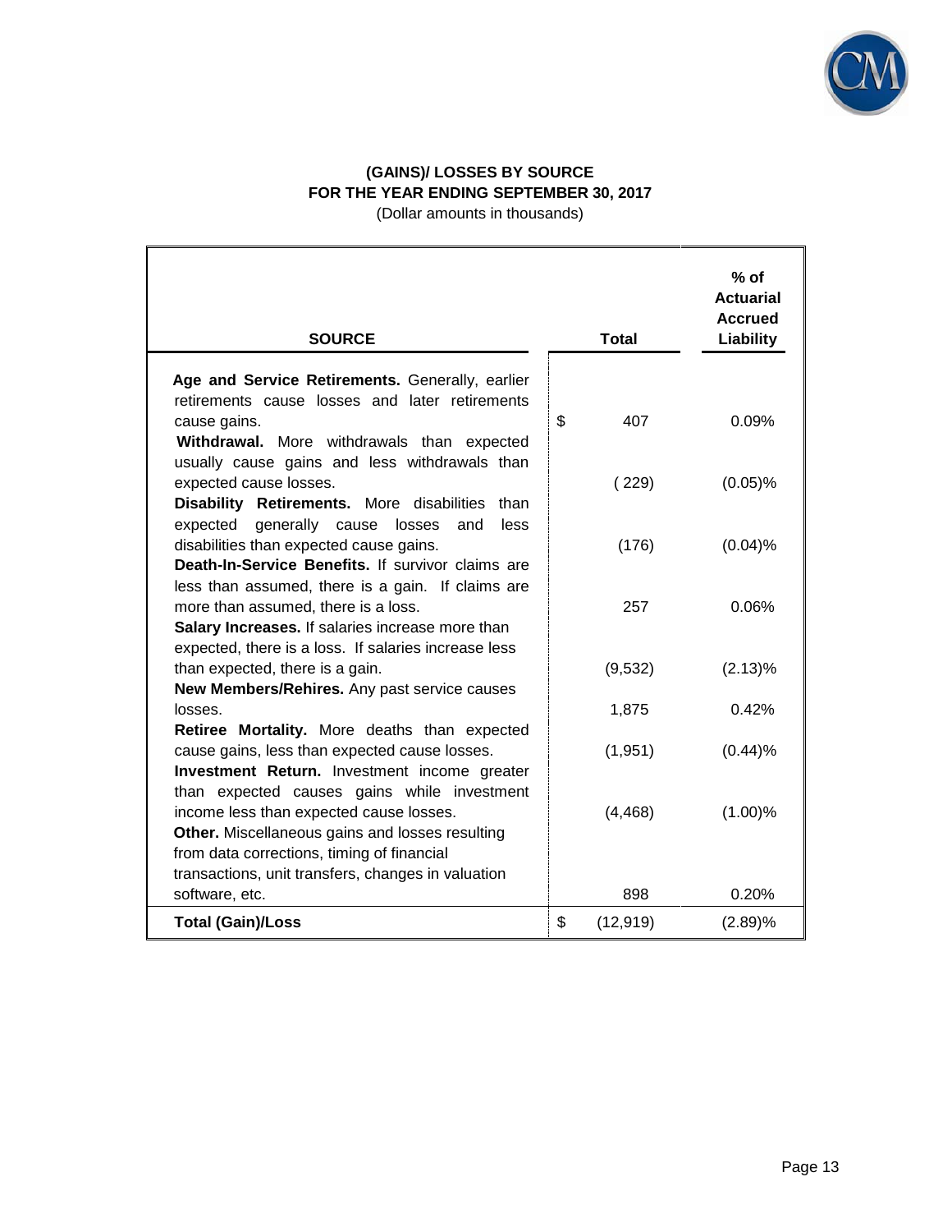## (GAINS)/ LOSSES BY SOURCE
## FOR THE YEAR ENDING SEPTEMBER 30, 2017

(Dollar amounts in thousands)

| SOURCE | Total | % of Actuarial Accrued Liability |
|---|---|---|
| **Age and Service Retirements.** Generally, earlier retirements cause losses and later retirements cause gains. | $ 407 | 0.09% |
| **Withdrawal.** More withdrawals than expected usually cause gains and less withdrawals than expected cause losses. | ( 229) | (0.05)% |
| **Disability Retirements.** More disabilities than expected generally cause losses and less disabilities than expected cause gains. | (176) | (0.04)% |
| **Death-In-Service Benefits.** If survivor claims are less than assumed, there is a gain. If claims are more than assumed, there is a loss. | 257 | 0.06% |
| **Salary Increases.** If salaries increase more than expected, there is a loss. If salaries increase less than expected, there is a gain. | (9,532) | (2.13)% |
| **New Members/Rehires.** Any past service causes losses. | 1,875 | 0.42% |
| **Retiree Mortality.** More deaths than expected cause gains, less than expected cause losses. | (1,951) | (0.44)% |
| **Investment Return.** Investment income greater than expected causes gains while investment income less than expected cause losses. | (4,468) | (1.00)% |
| **Other.** Miscellaneous gains and losses resulting from data corrections, timing of financial transactions, unit transfers, changes in valuation software, etc. | 898 | 0.20% |
| **Total (Gain)/Loss** | $ (12,919) | (2.89)% |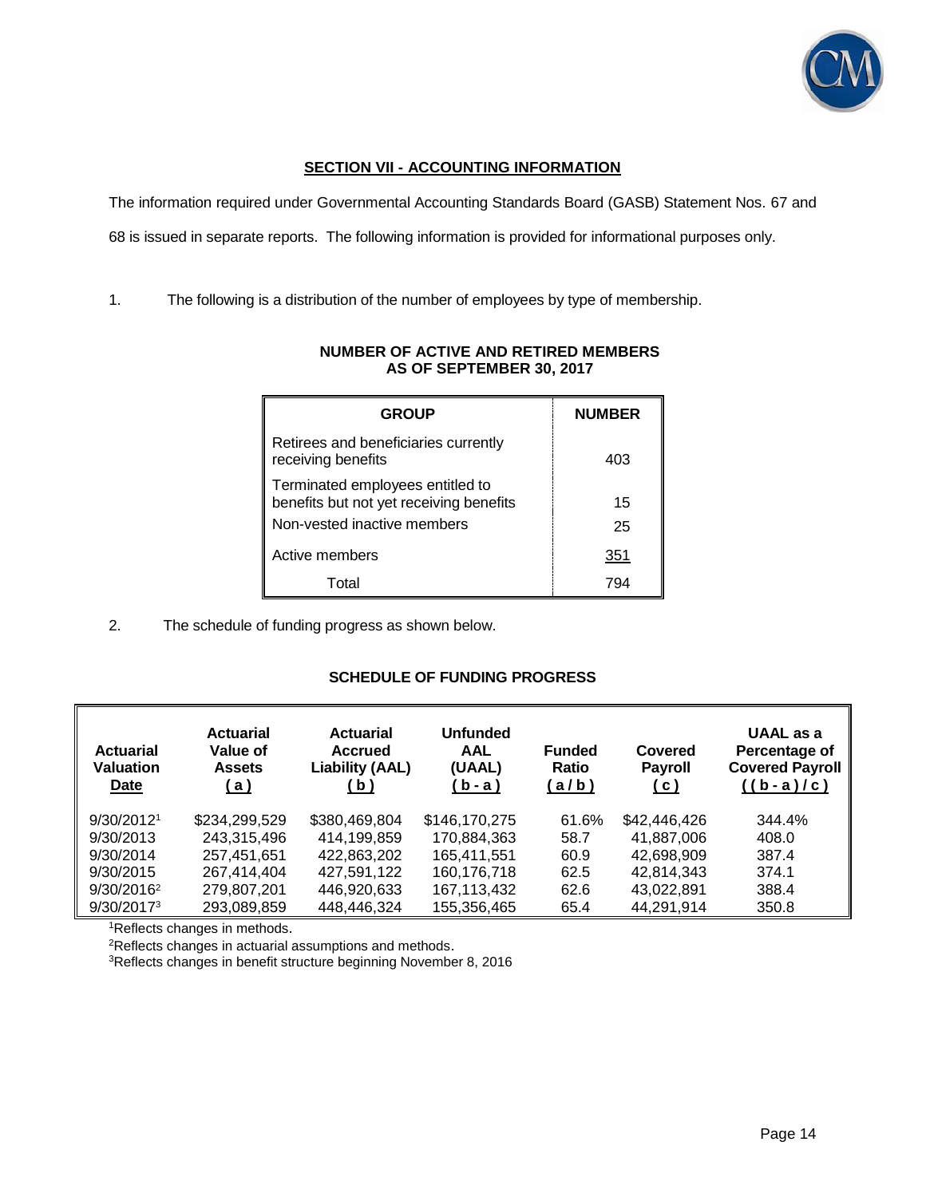## SECTION VII - ACCOUNTING INFORMATION

The information required under Governmental Accounting Standards Board (GASB) Statement Nos. 67 and 68 is issued in separate reports. The following information is provided for informational purposes only.

1. The following is a distribution of the number of employees by type of membership.

**NUMBER OF ACTIVE AND RETIRED MEMBERS AS OF SEPTEMBER 30, 2017**

| GROUP | NUMBER |
|---|---|
| Retirees and beneficiaries currently receiving benefits | 403 |
| Terminated employees entitled to benefits but not yet receiving benefits | 15 |
| Non-vested inactive members | 25 |
| Active members | 351 |
| Total | 794 |

2. The schedule of funding progress as shown below.

**SCHEDULE OF FUNDING PROGRESS**

| Actuarial Valuation Date | Actuarial Value of Assets (a) | Actuarial Accrued Liability (AAL) (b) | Unfunded AAL (UAAL) (b - a) | Funded Ratio (a / b) | Covered Payroll (c) | UAAL as a Percentage of Covered Payroll ((b - a) / c) |
|---|---|---|---|---|---|---|
| 9/30/2012[1] | $234,299,529 | $380,469,804 | $146,170,275 | 61.6% | $42,446,426 | 344.4% |
| 9/30/2013 | 243,315,496 | 414,199,859 | 170,884,363 | 58.7 | 41,887,006 | 408.0 |
| 9/30/2014 | 257,451,651 | 422,863,202 | 165,411,551 | 60.9 | 42,698,909 | 387.4 |
| 9/30/2015 | 267,414,404 | 427,591,122 | 160,176,718 | 62.5 | 42,814,343 | 374.1 |
| 9/30/2016[2] | 279,807,201 | 446,920,633 | 167,113,432 | 62.6 | 43,022,891 | 388.4 |
| 9/30/2017[3] | 293,089,859 | 448,446,324 | 155,356,465 | 65.4 | 44,291,914 | 350.8 |

[1]Reflects changes in methods.
[2]Reflects changes in actuarial assumptions and methods.
[3]Reflects changes in benefit structure beginning November 8, 2016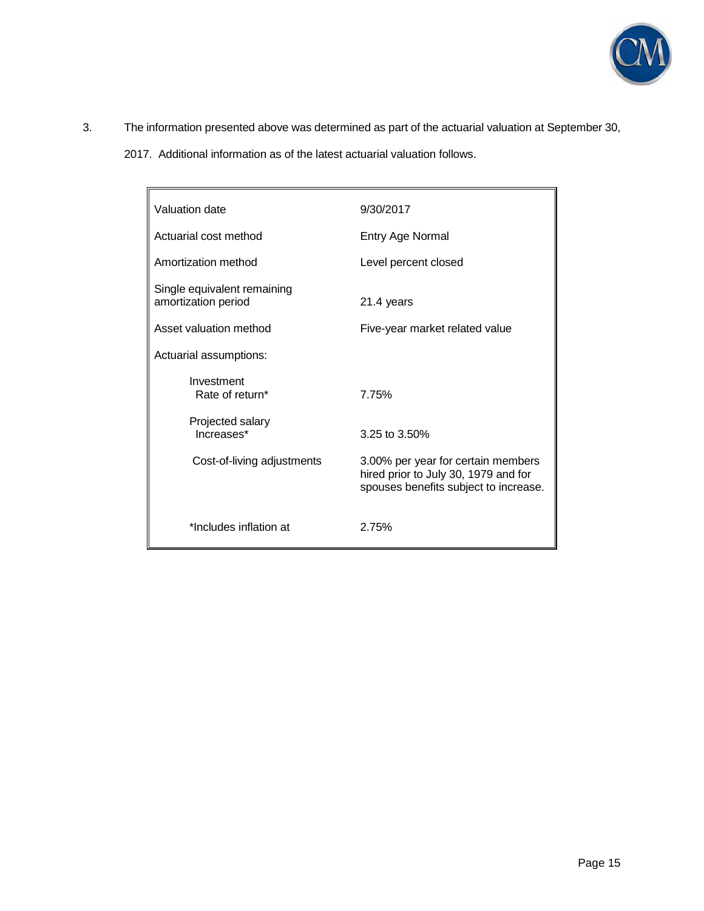3. The information presented above was determined as part of the actuarial valuation at September 30, 2017. Additional information as of the latest actuarial valuation follows.

| | |
|---|---|
| Valuation date | 9/30/2017 |
| Actuarial cost method | Entry Age Normal |
| Amortization method | Level percent closed |
| Single equivalent remaining amortization period | 21.4 years |
| Asset valuation method | Five-year market related value |
| Actuarial assumptions: | |
| Investment Rate of return* | 7.75% |
| Projected salary Increases* | 3.25 to 3.50% |
| Cost-of-living adjustments | 3.00% per year for certain members hired prior to July 30, 1979 and for spouses benefits subject to increase. |
| *Includes inflation at | 2.75% |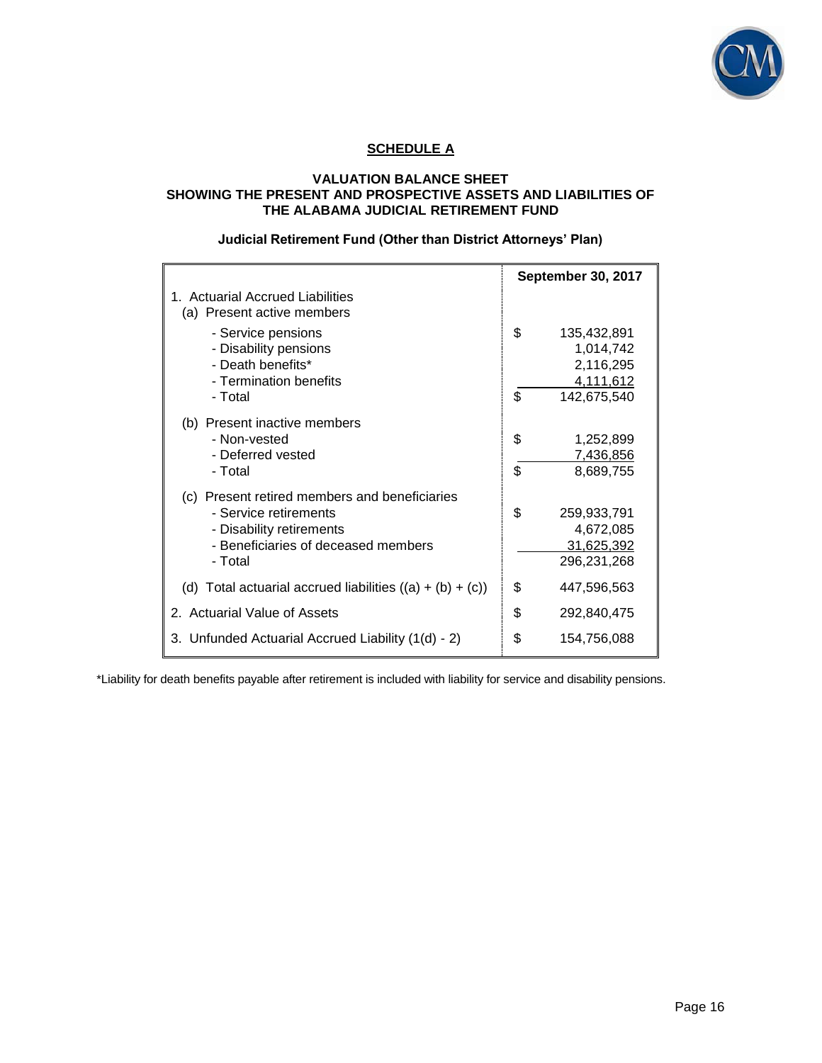## SCHEDULE A

### VALUATION BALANCE SHEET
### SHOWING THE PRESENT AND PROSPECTIVE ASSETS AND LIABILITIES OF THE ALABAMA JUDICIAL RETIREMENT FUND

#### Judicial Retirement Fund (Other than District Attorneys' Plan)

| | September 30, 2017 |
|---|---|
| 1. Actuarial Accrued Liabilities | |
| (a) Present active members | |
| - Service pensions | $ 135,432,891 |
| - Disability pensions | 1,014,742 |
| - Death benefits* | 2,116,295 |
| - Termination benefits | 4,111,612 |
| - Total | $ 142,675,540 |
| (b) Present inactive members | |
| - Non-vested | $ 1,252,899 |
| - Deferred vested | 7,436,856 |
| - Total | $ 8,689,755 |
| (c) Present retired members and beneficiaries | |
| - Service retirements | $ 259,933,791 |
| - Disability retirements | 4,672,085 |
| - Beneficiaries of deceased members | 31,625,392 |
| - Total | 296,231,268 |
| (d) Total actuarial accrued liabilities ((a) + (b) + (c)) | $ 447,596,563 |
| 2. Actuarial Value of Assets | $ 292,840,475 |
| 3. Unfunded Actuarial Accrued Liability (1(d) - 2) | $ 154,756,088 |

*Liability for death benefits payable after retirement is included with liability for service and disability pensions.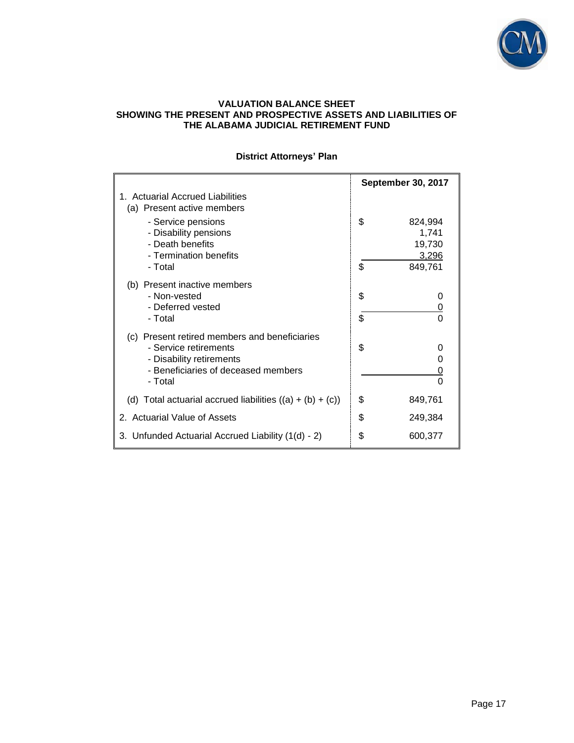# VALUATION BALANCE SHEET
# SHOWING THE PRESENT AND PROSPECTIVE ASSETS AND LIABILITIES OF THE ALABAMA JUDICIAL RETIREMENT FUND

## District Attorneys' Plan

| | September 30, 2017 |
|---|---|
| 1. Actuarial Accrued Liabilities | |
| (a) Present active members | |
| - Service pensions | $ 824,994 |
| - Disability pensions | 1,741 |
| - Death benefits | 19,730 |
| - Termination benefits | 3,296 |
| - Total | $ 849,761 |
| (b) Present inactive members | |
| - Non-vested | $ 0 |
| - Deferred vested | 0 |
| - Total | $ 0 |
| (c) Present retired members and beneficiaries | |
| - Service retirements | $ 0 |
| - Disability retirements | 0 |
| - Beneficiaries of deceased members | 0 |
| - Total | 0 |
| (d) Total actuarial accrued liabilities ((a) + (b) + (c)) | $ 849,761 |
| 2. Actuarial Value of Assets | $ 249,384 |
| 3. Unfunded Actuarial Accrued Liability (1(d) - 2) | $ 600,377 |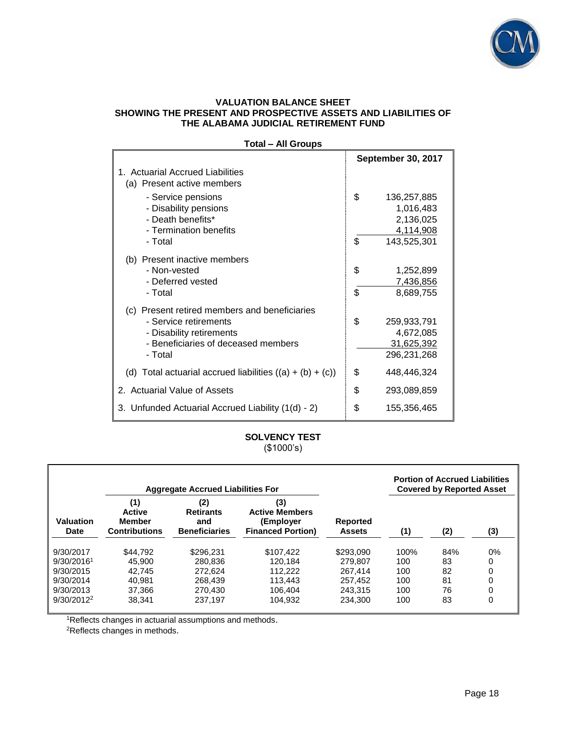## VALUATION BALANCE SHEET
## SHOWING THE PRESENT AND PROSPECTIVE ASSETS AND LIABILITIES OF THE ALABAMA JUDICIAL RETIREMENT FUND

**Total – All Groups**

| | September 30, 2017 |
|---|---|
| 1. Actuarial Accrued Liabilities | |
| (a) Present active members | |
| - Service pensions | $ 136,257,885 |
| - Disability pensions | 1,016,483 |
| - Death benefits* | 2,136,025 |
| - Termination benefits | 4,114,908 |
| - Total | $ 143,525,301 |
| (b) Present inactive members | |
| - Non-vested | $ 1,252,899 |
| - Deferred vested | 7,436,856 |
| - Total | $ 8,689,755 |
| (c) Present retired members and beneficiaries | |
| - Service retirements | $ 259,933,791 |
| - Disability retirements | 4,672,085 |
| - Beneficiaries of deceased members | 31,625,392 |
| - Total | 296,231,268 |
| (d) Total actuarial accrued liabilities ((a) + (b) + (c)) | $ 448,446,324 |
| 2. Actuarial Value of Assets | $ 293,089,859 |
| 3. Unfunded Actuarial Accrued Liability (1(d) - 2) | $ 155,356,465 |

## SOLVENCY TEST
($1000's)

| | Aggregate Accrued Liabilities For | | | | Portion of Accrued Liabilities Covered by Reported Asset | | |
|---|---|---|---|---|---|---|---|
| Valuation Date | (1) Active Member Contributions | (2) Retirants and Beneficiaries | (3) Active Members (Employer Financed Portion) | Reported Assets | (1) | (2) | (3) |
| 9/30/2017 | $44,792 | $296,231 | $107,422 | $293,090 | 100% | 84% | 0% |
| 9/30/2016[1] | 45,900 | 280,836 | 120,184 | 279,807 | 100 | 83 | 0 |
| 9/30/2015 | 42,745 | 272,624 | 112,222 | 267,414 | 100 | 82 | 0 |
| 9/30/2014 | 40,981 | 268,439 | 113,443 | 257,452 | 100 | 81 | 0 |
| 9/30/2013 | 37,366 | 270,430 | 106,404 | 243,315 | 100 | 76 | 0 |
| 9/30/2012[2] | 38,341 | 237,197 | 104,932 | 234,300 | 100 | 83 | 0 |

[1]Reflects changes in actuarial assumptions and methods.
[2]Reflects changes in methods.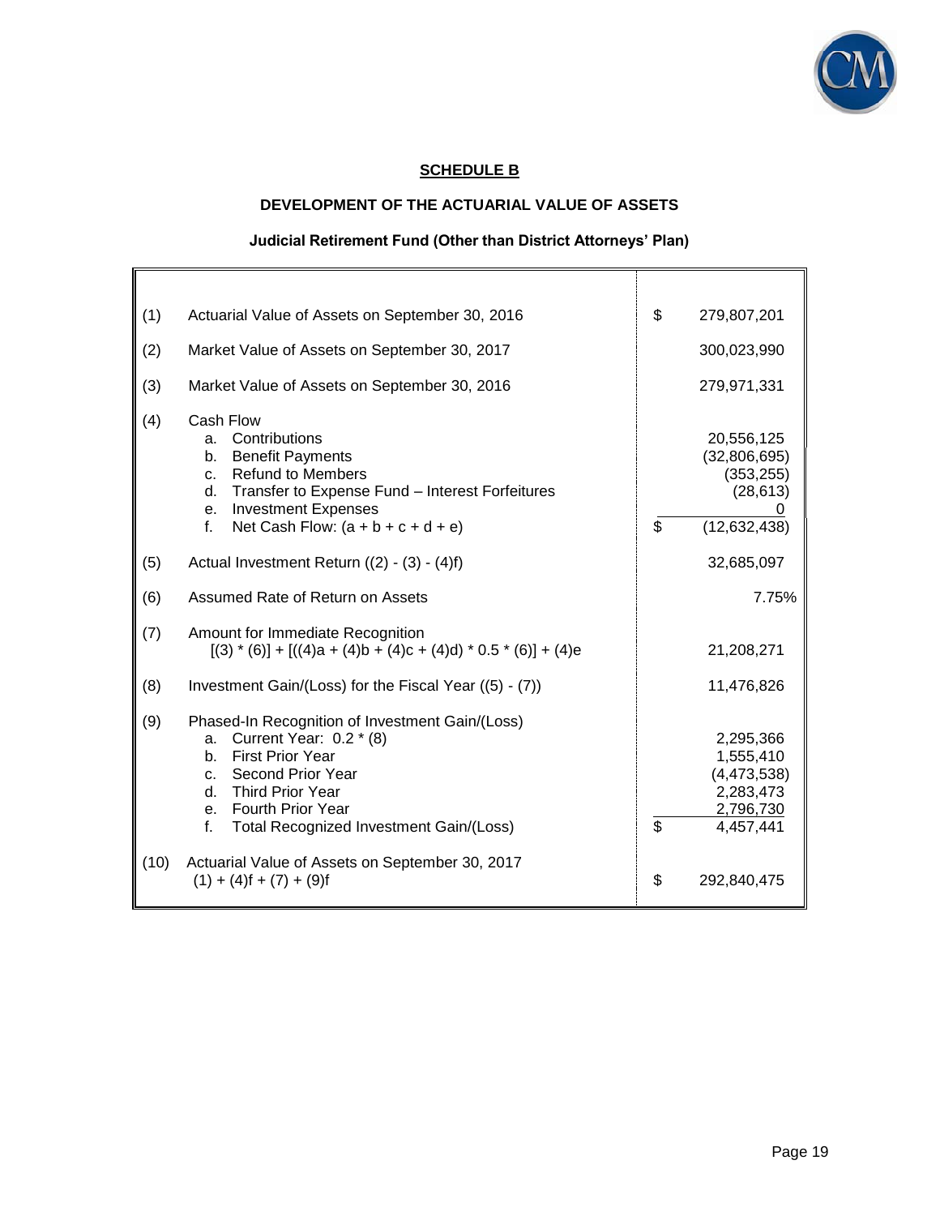## SCHEDULE B

### DEVELOPMENT OF THE ACTUARIAL VALUE OF ASSETS

#### Judicial Retirement Fund (Other than District Attorneys' Plan)

| | | |
|---|---|---|
| (1) | Actuarial Value of Assets on September 30, 2016 | $ 279,807,201 |
| (2) | Market Value of Assets on September 30, 2017 | 300,023,990 |
| (3) | Market Value of Assets on September 30, 2016 | 279,971,331 |
| (4) | Cash Flow | |
| | a. Contributions | 20,556,125 |
| | b. Benefit Payments | (32,806,695) |
| | c. Refund to Members | (353,255) |
| | d. Transfer to Expense Fund – Interest Forfeitures | (28,613) |
| | e. Investment Expenses | 0 |
| | f. Net Cash Flow: (a + b + c + d + e) | $ (12,632,438) |
| (5) | Actual Investment Return ((2) - (3) - (4)f) | 32,685,097 |
| (6) | Assumed Rate of Return on Assets | 7.75% |
| (7) | Amount for Immediate Recognition<br>[(3) * (6)] + [((4)a + (4)b + (4)c + (4)d) * 0.5 * (6)] + (4)e | 21,208,271 |
| (8) | Investment Gain/(Loss) for the Fiscal Year ((5) - (7)) | 11,476,826 |
| (9) | Phased-In Recognition of Investment Gain/(Loss) | |
| | a. Current Year: 0.2 * (8) | 2,295,366 |
| | b. First Prior Year | 1,555,410 |
| | c. Second Prior Year | (4,473,538) |
| | d. Third Prior Year | 2,283,473 |
| | e. Fourth Prior Year | 2,796,730 |
| | f. Total Recognized Investment Gain/(Loss) | $ 4,457,441 |
| (10) | Actuarial Value of Assets on September 30, 2017<br>(1) + (4)f + (7) + (9)f | $ 292,840,475 |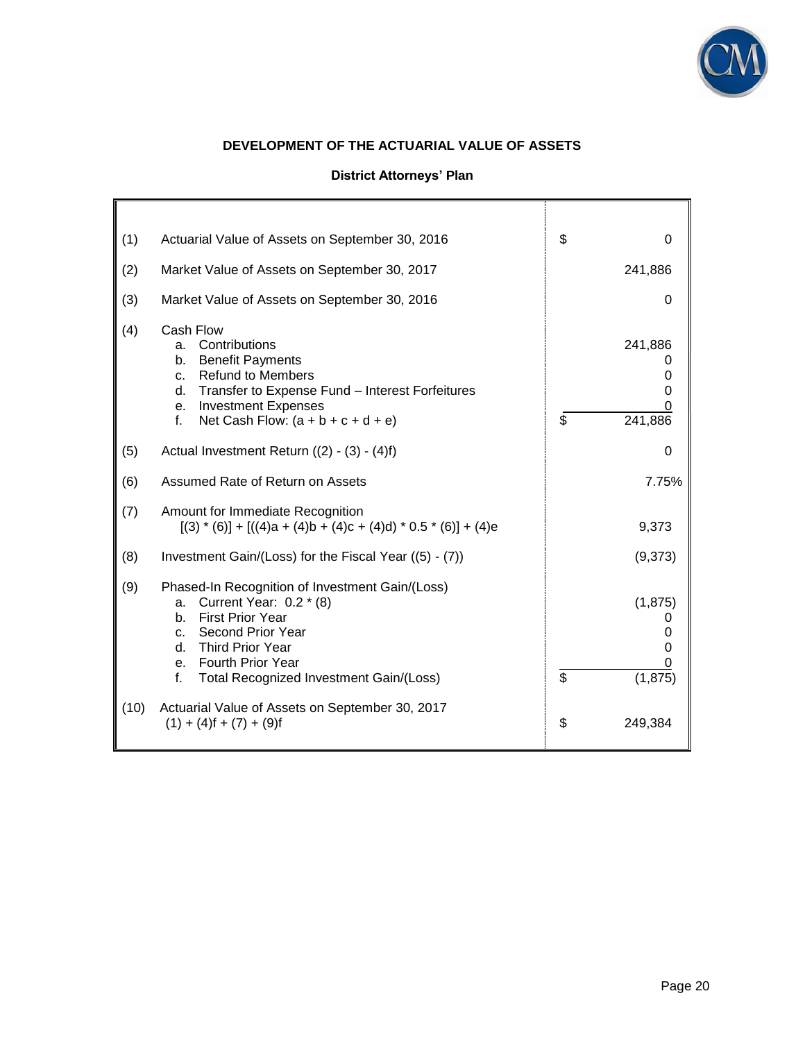## DEVELOPMENT OF THE ACTUARIAL VALUE OF ASSETS

### District Attorneys' Plan

| | | |
|---|---|---|
| (1) | Actuarial Value of Assets on September 30, 2016 | $ 0 |
| (2) | Market Value of Assets on September 30, 2017 | 241,886 |
| (3) | Market Value of Assets on September 30, 2016 | 0 |
| (4) | Cash Flow | |
| | a. Contributions | 241,886 |
| | b. Benefit Payments | 0 |
| | c. Refund to Members | 0 |
| | d. Transfer to Expense Fund – Interest Forfeitures | 0 |
| | e. Investment Expenses | 0 |
| | f. Net Cash Flow: (a + b + c + d + e) | $ 241,886 |
| (5) | Actual Investment Return ((2) - (3) - (4)f) | 0 |
| (6) | Assumed Rate of Return on Assets | 7.75% |
| (7) | Amount for Immediate Recognition [(3) * (6)] + [((4)a + (4)b + (4)c + (4)d) * 0.5 * (6)] + (4)e | 9,373 |
| (8) | Investment Gain/(Loss) for the Fiscal Year ((5) - (7)) | (9,373) |
| (9) | Phased-In Recognition of Investment Gain/(Loss) | |
| | a. Current Year: 0.2 * (8) | (1,875) |
| | b. First Prior Year | 0 |
| | c. Second Prior Year | 0 |
| | d. Third Prior Year | 0 |
| | e. Fourth Prior Year | 0 |
| | f. Total Recognized Investment Gain/(Loss) | $ (1,875) |
| (10) | Actuarial Value of Assets on September 30, 2017 (1) + (4)f + (7) + (9)f | $ 249,384 |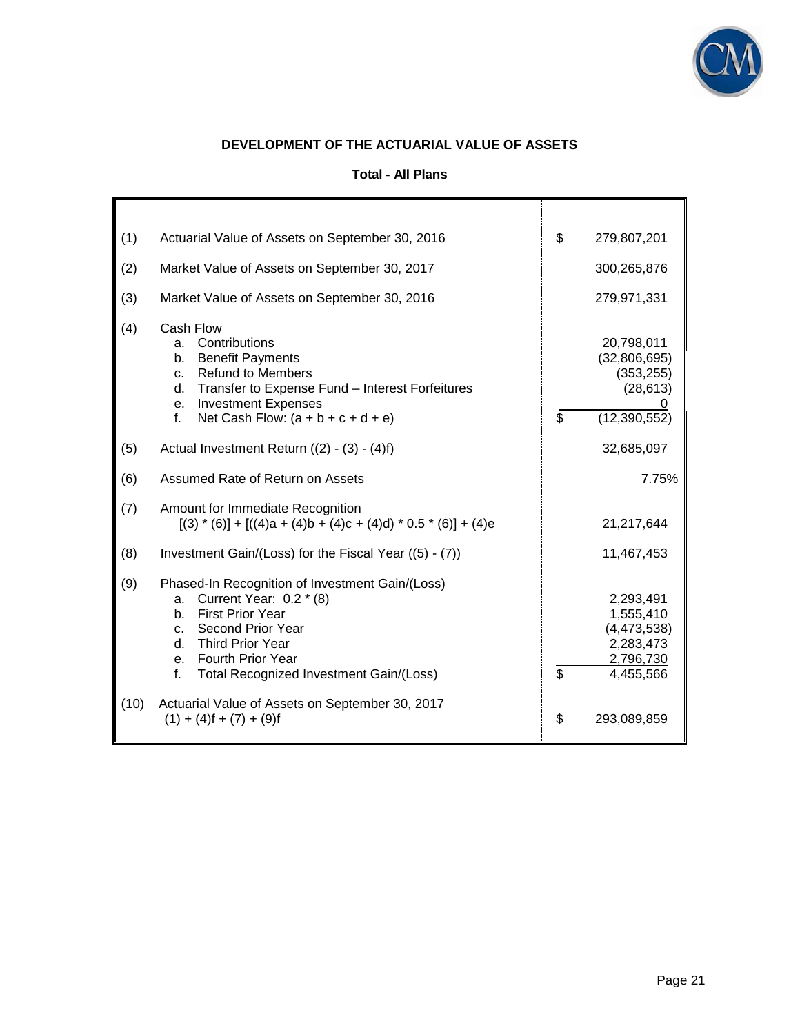## DEVELOPMENT OF THE ACTUARIAL VALUE OF ASSETS

### Total - All Plans

| | | |
|---|---|---|
| (1) | Actuarial Value of Assets on September 30, 2016 | $ 279,807,201 |
| (2) | Market Value of Assets on September 30, 2017 | 300,265,876 |
| (3) | Market Value of Assets on September 30, 2016 | 279,971,331 |
| (4) | Cash Flow | |
| | a. Contributions | 20,798,011 |
| | b. Benefit Payments | (32,806,695) |
| | c. Refund to Members | (353,255) |
| | d. Transfer to Expense Fund – Interest Forfeitures | (28,613) |
| | e. Investment Expenses | 0 |
| | f. Net Cash Flow: (a + b + c + d + e) | $ (12,390,552) |
| (5) | Actual Investment Return ((2) - (3) - (4)f) | 32,685,097 |
| (6) | Assumed Rate of Return on Assets | 7.75% |
| (7) | Amount for Immediate Recognition [(3) * (6)] + [((4)a + (4)b + (4)c + (4)d) * 0.5 * (6)] + (4)e | 21,217,644 |
| (8) | Investment Gain/(Loss) for the Fiscal Year ((5) - (7)) | 11,467,453 |
| (9) | Phased-In Recognition of Investment Gain/(Loss) | |
| | a. Current Year: 0.2 * (8) | 2,293,491 |
| | b. First Prior Year | 1,555,410 |
| | c. Second Prior Year | (4,473,538) |
| | d. Third Prior Year | 2,283,473 |
| | e. Fourth Prior Year | 2,796,730 |
| | f. Total Recognized Investment Gain/(Loss) | $ 4,455,566 |
| (10) | Actuarial Value of Assets on September 30, 2017 (1) + (4)f + (7) + (9)f | $ 293,089,859 |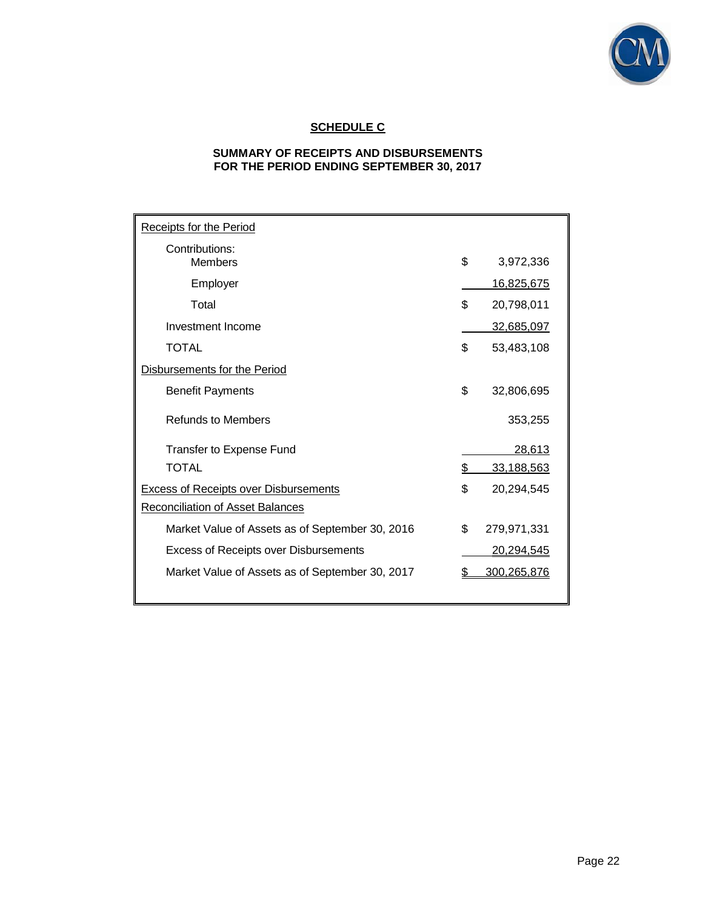## SCHEDULE C

### SUMMARY OF RECEIPTS AND DISBURSEMENTS FOR THE PERIOD ENDING SEPTEMBER 30, 2017

| | |
|---|---|
| Receipts for the Period | |
| Contributions: | |
| Members | $ 3,972,336 |
| Employer | 16,825,675 |
| Total | $ 20,798,011 |
| Investment Income | 32,685,097 |
| TOTAL | $ 53,483,108 |
| Disbursements for the Period | |
| Benefit Payments | $ 32,806,695 |
| Refunds to Members | 353,255 |
| Transfer to Expense Fund | 28,613 |
| TOTAL | $ 33,188,563 |
| Excess of Receipts over Disbursements | $ 20,294,545 |
| Reconciliation of Asset Balances | |
| Market Value of Assets as of September 30, 2016 | $ 279,971,331 |
| Excess of Receipts over Disbursements | 20,294,545 |
| Market Value of Assets as of September 30, 2017 | $ 300,265,876 |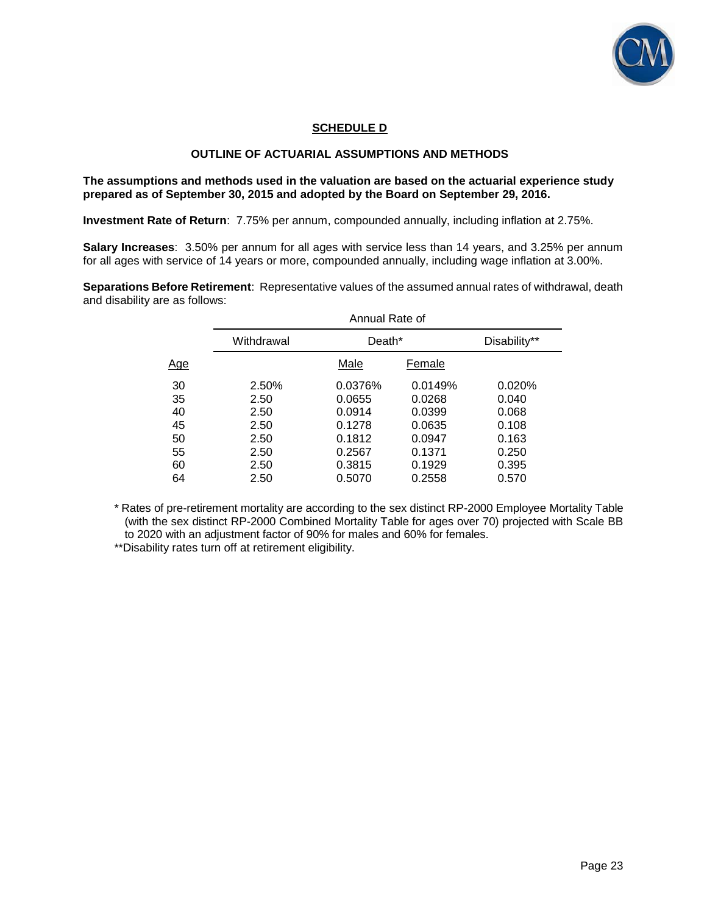## SCHEDULE D

### OUTLINE OF ACTUARIAL ASSUMPTIONS AND METHODS

**The assumptions and methods used in the valuation are based on the actuarial experience study prepared as of September 30, 2015 and adopted by the Board on September 29, 2016.**

**Investment Rate of Return**: 7.75% per annum, compounded annually, including inflation at 2.75%.

**Salary Increases**: 3.50% per annum for all ages with service less than 14 years, and 3.25% per annum for all ages with service of 14 years or more, compounded annually, including wage inflation at 3.00%.

**Separations Before Retirement**: Representative values of the assumed annual rates of withdrawal, death and disability are as follows:

| | Annual Rate of | | | |
|---|---|---|---|---|
| | Withdrawal | Death* | | Disability** |
| Age | | Male | Female | |
| 30 | 2.50% | 0.0376% | 0.0149% | 0.020% |
| 35 | 2.50 | 0.0655 | 0.0268 | 0.040 |
| 40 | 2.50 | 0.0914 | 0.0399 | 0.068 |
| 45 | 2.50 | 0.1278 | 0.0635 | 0.108 |
| 50 | 2.50 | 0.1812 | 0.0947 | 0.163 |
| 55 | 2.50 | 0.2567 | 0.1371 | 0.250 |
| 60 | 2.50 | 0.3815 | 0.1929 | 0.395 |
| 64 | 2.50 | 0.5070 | 0.2558 | 0.570 |

\* Rates of pre-retirement mortality are according to the sex distinct RP-2000 Employee Mortality Table (with the sex distinct RP-2000 Combined Mortality Table for ages over 70) projected with Scale BB to 2020 with an adjustment factor of 90% for males and 60% for females.

**Disability rates turn off at retirement eligibility.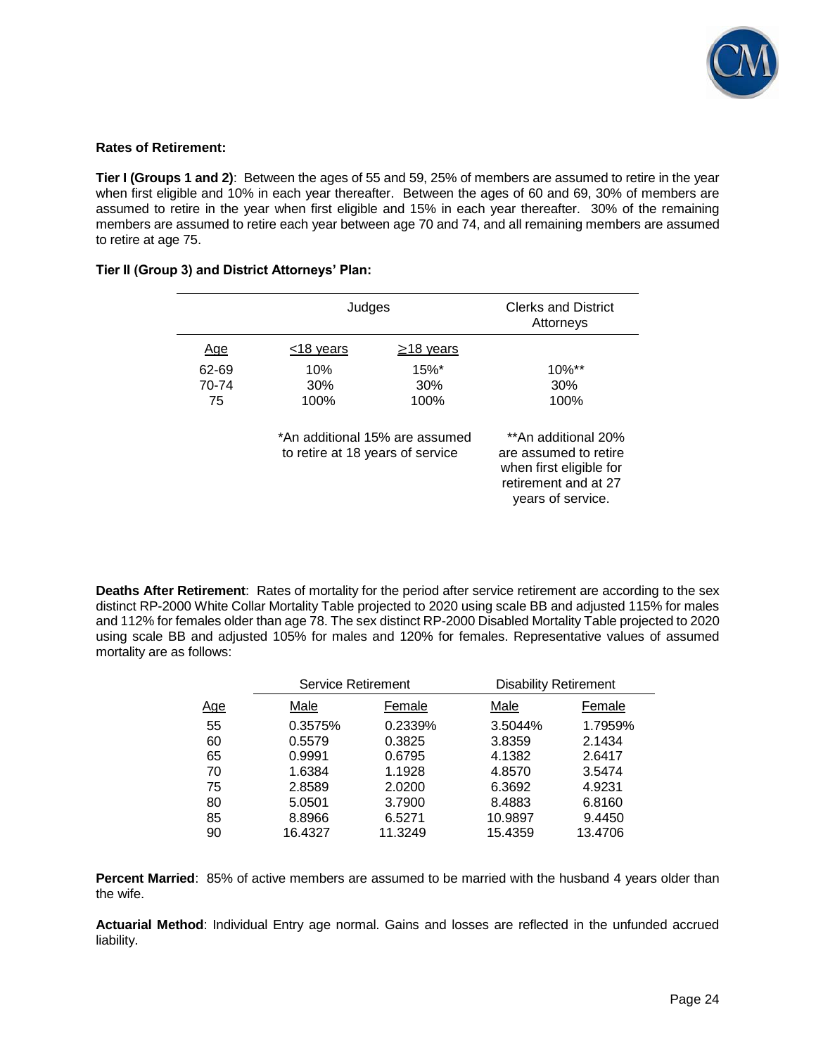**Rates of Retirement:**

**Tier I (Groups 1 and 2)**: Between the ages of 55 and 59, 25% of members are assumed to retire in the year when first eligible and 10% in each year thereafter. Between the ages of 60 and 69, 30% of members are assumed to retire in the year when first eligible and 15% in each year thereafter. 30% of the remaining members are assumed to retire each year between age 70 and 74, and all remaining members are assumed to retire at age 75.

**Tier II (Group 3) and District Attorneys' Plan:**

| | Judges | | Clerks and District Attorneys |
|---|---|---|---|
| Age | ≤18 years | ≥18 years | |
| 62-69 | 10% | 15%* | 10%** |
| 70-74 | 30% | 30% | 30% |
| 75 | 100% | 100% | 100% |

*An additional 15% are assumed to retire at 18 years of service

**An additional 20% are assumed to retire when first eligible for retirement and at 27 years of service.

**Deaths After Retirement**: Rates of mortality for the period after service retirement are according to the sex distinct RP-2000 White Collar Mortality Table projected to 2020 using scale BB and adjusted 115% for males and 112% for females older than age 78. The sex distinct RP-2000 Disabled Mortality Table projected to 2020 using scale BB and adjusted 105% for males and 120% for females. Representative values of assumed mortality are as follows:

| | Service Retirement | | Disability Retirement | |
|---|---|---|---|---|
| Age | Male | Female | Male | Female |
| 55 | 0.3575% | 0.2339% | 3.5044% | 1.7959% |
| 60 | 0.5579 | 0.3825 | 3.8359 | 2.1434 |
| 65 | 0.9991 | 0.6795 | 4.1382 | 2.6417 |
| 70 | 1.6384 | 1.1928 | 4.8570 | 3.5474 |
| 75 | 2.8589 | 2.0200 | 6.3692 | 4.9231 |
| 80 | 5.0501 | 3.7900 | 8.4883 | 6.8160 |
| 85 | 8.8966 | 6.5271 | 10.9897 | 9.4450 |
| 90 | 16.4327 | 11.3249 | 15.4359 | 13.4706 |

**Percent Married**: 85% of active members are assumed to be married with the husband 4 years older than the wife.

**Actuarial Method**: Individual Entry age normal. Gains and losses are reflected in the unfunded accrued liability.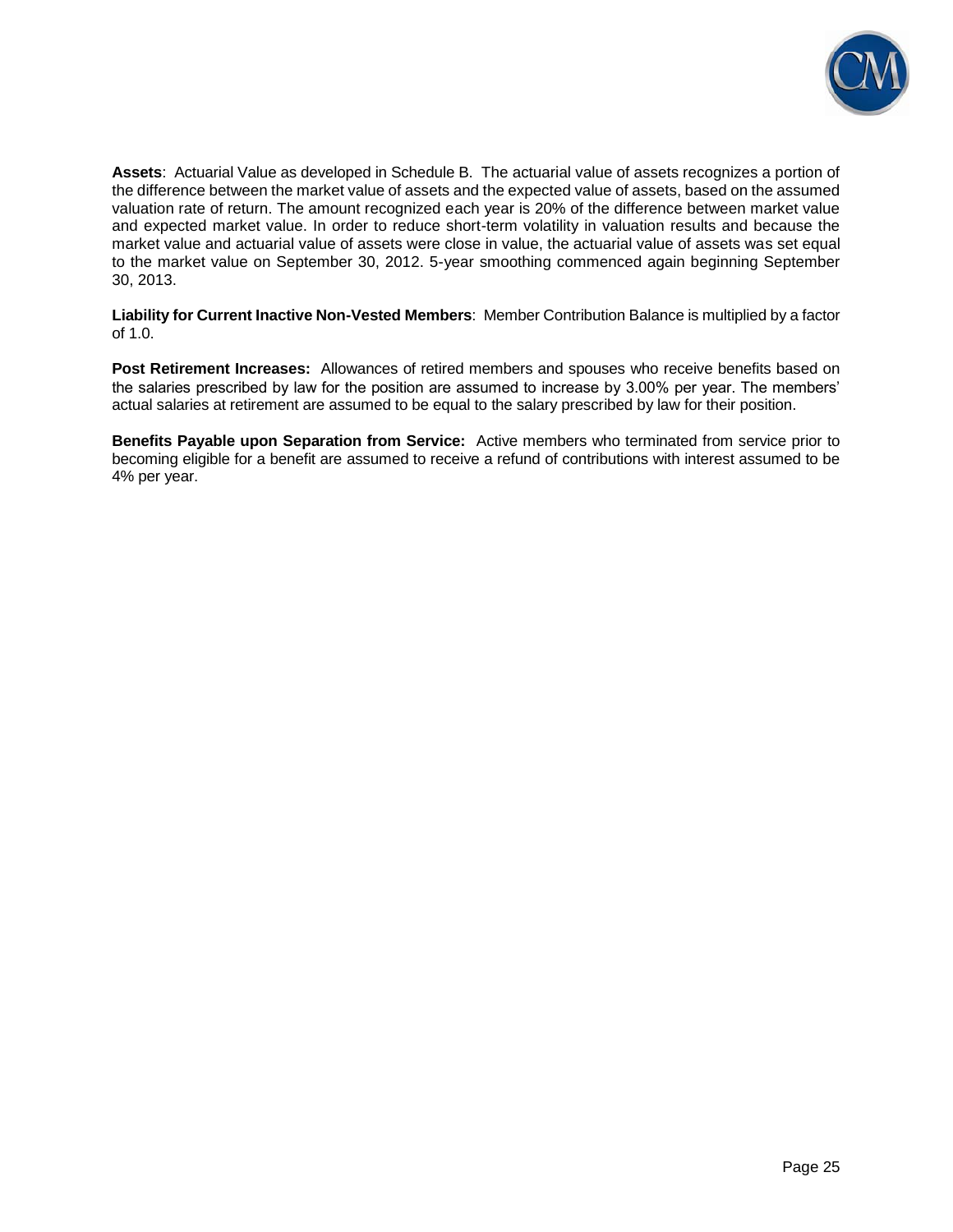**Assets**: Actuarial Value as developed in Schedule B. The actuarial value of assets recognizes a portion of the difference between the market value of assets and the expected value of assets, based on the assumed valuation rate of return. The amount recognized each year is 20% of the difference between market value and expected market value. In order to reduce short-term volatility in valuation results and because the market value and actuarial value of assets were close in value, the actuarial value of assets was set equal to the market value on September 30, 2012. 5-year smoothing commenced again beginning September 30, 2013.

**Liability for Current Inactive Non-Vested Members**: Member Contribution Balance is multiplied by a factor of 1.0.

**Post Retirement Increases:** Allowances of retired members and spouses who receive benefits based on the salaries prescribed by law for the position are assumed to increase by 3.00% per year. The members' actual salaries at retirement are assumed to be equal to the salary prescribed by law for their position.

**Benefits Payable upon Separation from Service:** Active members who terminated from service prior to becoming eligible for a benefit are assumed to receive a refund of contributions with interest assumed to be 4% per year.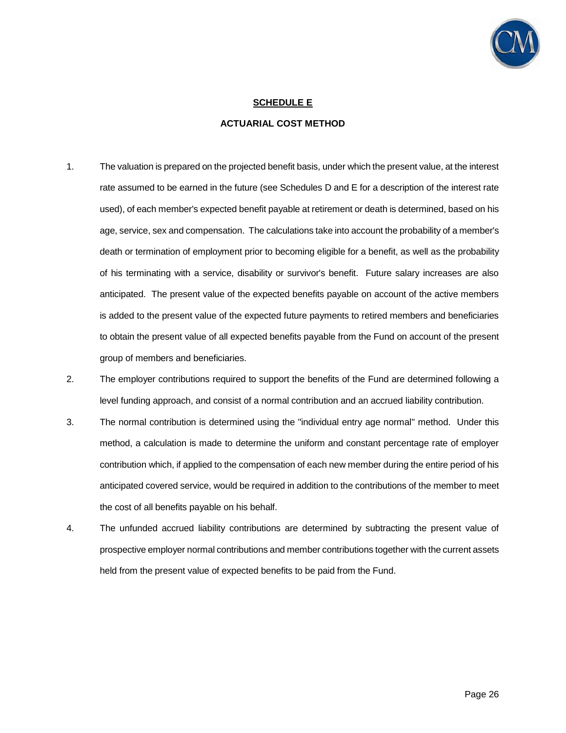## SCHEDULE E

### ACTUARIAL COST METHOD

1. The valuation is prepared on the projected benefit basis, under which the present value, at the interest rate assumed to be earned in the future (see Schedules D and E for a description of the interest rate used), of each member's expected benefit payable at retirement or death is determined, based on his age, service, sex and compensation. The calculations take into account the probability of a member's death or termination of employment prior to becoming eligible for a benefit, as well as the probability of his terminating with a service, disability or survivor's benefit. Future salary increases are also anticipated. The present value of the expected benefits payable on account of the active members is added to the present value of the expected future payments to retired members and beneficiaries to obtain the present value of all expected benefits payable from the Fund on account of the present group of members and beneficiaries.

2. The employer contributions required to support the benefits of the Fund are determined following a level funding approach, and consist of a normal contribution and an accrued liability contribution.

3. The normal contribution is determined using the "individual entry age normal" method. Under this method, a calculation is made to determine the uniform and constant percentage rate of employer contribution which, if applied to the compensation of each new member during the entire period of his anticipated covered service, would be required in addition to the contributions of the member to meet the cost of all benefits payable on his behalf.

4. The unfunded accrued liability contributions are determined by subtracting the present value of prospective employer normal contributions and member contributions together with the current assets held from the present value of expected benefits to be paid from the Fund.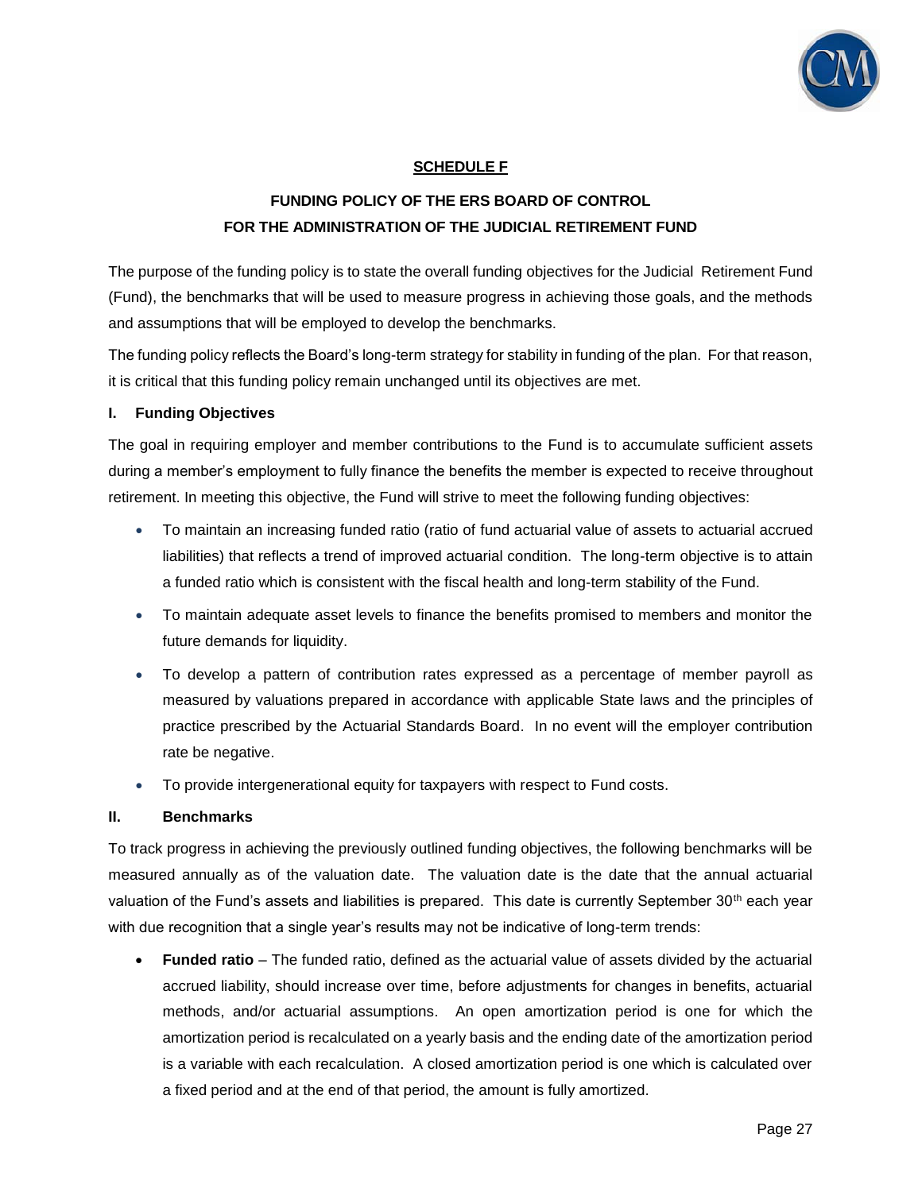## SCHEDULE F

### FUNDING POLICY OF THE ERS BOARD OF CONTROL FOR THE ADMINISTRATION OF THE JUDICIAL RETIREMENT FUND

The purpose of the funding policy is to state the overall funding objectives for the Judicial Retirement Fund (Fund), the benchmarks that will be used to measure progress in achieving those goals, and the methods and assumptions that will be employed to develop the benchmarks.

The funding policy reflects the Board's long-term strategy for stability in funding of the plan. For that reason, it is critical that this funding policy remain unchanged until its objectives are met.

#### I. Funding Objectives

The goal in requiring employer and member contributions to the Fund is to accumulate sufficient assets during a member's employment to fully finance the benefits the member is expected to receive throughout retirement. In meeting this objective, the Fund will strive to meet the following funding objectives:

- To maintain an increasing funded ratio (ratio of fund actuarial value of assets to actuarial accrued liabilities) that reflects a trend of improved actuarial condition. The long-term objective is to attain a funded ratio which is consistent with the fiscal health and long-term stability of the Fund.
- To maintain adequate asset levels to finance the benefits promised to members and monitor the future demands for liquidity.
- To develop a pattern of contribution rates expressed as a percentage of member payroll as measured by valuations prepared in accordance with applicable State laws and the principles of practice prescribed by the Actuarial Standards Board. In no event will the employer contribution rate be negative.
- To provide intergenerational equity for taxpayers with respect to Fund costs.

#### II. Benchmarks

To track progress in achieving the previously outlined funding objectives, the following benchmarks will be measured annually as of the valuation date. The valuation date is the date that the annual actuarial valuation of the Fund's assets and liabilities is prepared. This date is currently September 30th each year with due recognition that a single year's results may not be indicative of long-term trends:

- **Funded ratio** – The funded ratio, defined as the actuarial value of assets divided by the actuarial accrued liability, should increase over time, before adjustments for changes in benefits, actuarial methods, and/or actuarial assumptions. An open amortization period is one for which the amortization period is recalculated on a yearly basis and the ending date of the amortization period is a variable with each recalculation. A closed amortization period is one which is calculated over a fixed period and at the end of that period, the amount is fully amortized.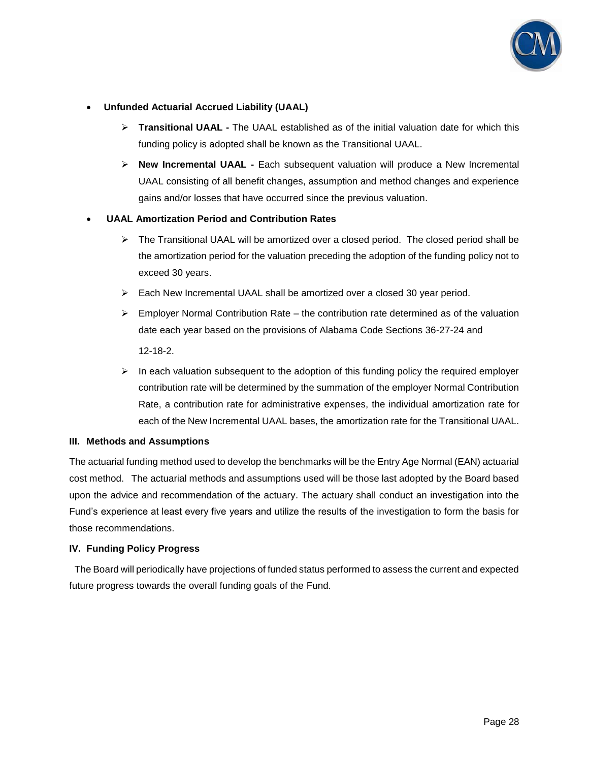- **Unfunded Actuarial Accrued Liability (UAAL)**
  - **Transitional UAAL -** The UAAL established as of the initial valuation date for which this funding policy is adopted shall be known as the Transitional UAAL.
  - **New Incremental UAAL -** Each subsequent valuation will produce a New Incremental UAAL consisting of all benefit changes, assumption and method changes and experience gains and/or losses that have occurred since the previous valuation.
- **UAAL Amortization Period and Contribution Rates**
  - The Transitional UAAL will be amortized over a closed period. The closed period shall be the amortization period for the valuation preceding the adoption of the funding policy not to exceed 30 years.
  - Each New Incremental UAAL shall be amortized over a closed 30 year period.
  - Employer Normal Contribution Rate – the contribution rate determined as of the valuation date each year based on the provisions of Alabama Code Sections 36-27-24 and 12-18-2.
  - In each valuation subsequent to the adoption of this funding policy the required employer contribution rate will be determined by the summation of the employer Normal Contribution Rate, a contribution rate for administrative expenses, the individual amortization rate for each of the New Incremental UAAL bases, the amortization rate for the Transitional UAAL.

### III. Methods and Assumptions

The actuarial funding method used to develop the benchmarks will be the Entry Age Normal (EAN) actuarial cost method. The actuarial methods and assumptions used will be those last adopted by the Board based upon the advice and recommendation of the actuary. The actuary shall conduct an investigation into the Fund's experience at least every five years and utilize the results of the investigation to form the basis for those recommendations.

### IV. Funding Policy Progress

The Board will periodically have projections of funded status performed to assess the current and expected future progress towards the overall funding goals of the Fund.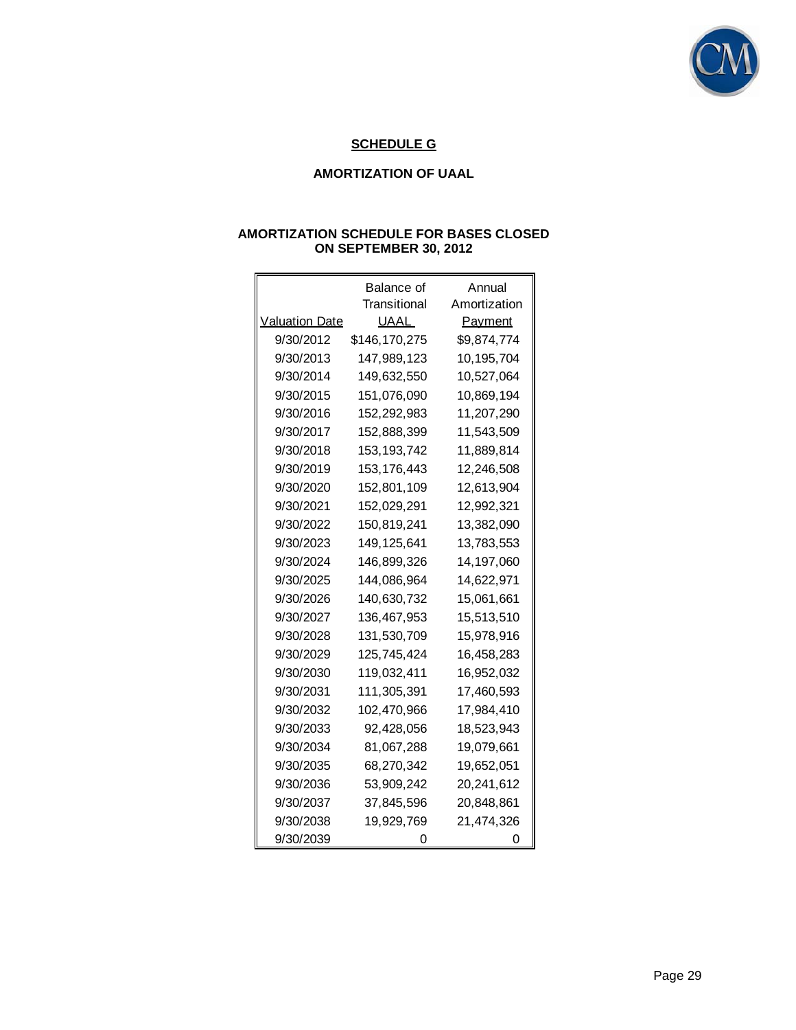## SCHEDULE G

### AMORTIZATION OF UAAL

### AMORTIZATION SCHEDULE FOR BASES CLOSED ON SEPTEMBER 30, 2012

| Valuation Date | Balance of Transitional UAAL | Annual Amortization Payment |
|---|---|---|
| 9/30/2012 | $146,170,275 | $9,874,774 |
| 9/30/2013 | 147,989,123 | 10,195,704 |
| 9/30/2014 | 149,632,550 | 10,527,064 |
| 9/30/2015 | 151,076,090 | 10,869,194 |
| 9/30/2016 | 152,292,983 | 11,207,290 |
| 9/30/2017 | 152,888,399 | 11,543,509 |
| 9/30/2018 | 153,193,742 | 11,889,814 |
| 9/30/2019 | 153,176,443 | 12,246,508 |
| 9/30/2020 | 152,801,109 | 12,613,904 |
| 9/30/2021 | 152,029,291 | 12,992,321 |
| 9/30/2022 | 150,819,241 | 13,382,090 |
| 9/30/2023 | 149,125,641 | 13,783,553 |
| 9/30/2024 | 146,899,326 | 14,197,060 |
| 9/30/2025 | 144,086,964 | 14,622,971 |
| 9/30/2026 | 140,630,732 | 15,061,661 |
| 9/30/2027 | 136,467,953 | 15,513,510 |
| 9/30/2028 | 131,530,709 | 15,978,916 |
| 9/30/2029 | 125,745,424 | 16,458,283 |
| 9/30/2030 | 119,032,411 | 16,952,032 |
| 9/30/2031 | 111,305,391 | 17,460,593 |
| 9/30/2032 | 102,470,966 | 17,984,410 |
| 9/30/2033 | 92,428,056 | 18,523,943 |
| 9/30/2034 | 81,067,288 | 19,079,661 |
| 9/30/2035 | 68,270,342 | 19,652,051 |
| 9/30/2036 | 53,909,242 | 20,241,612 |
| 9/30/2037 | 37,845,596 | 20,848,861 |
| 9/30/2038 | 19,929,769 | 21,474,326 |
| 9/30/2039 | 0 | 0 |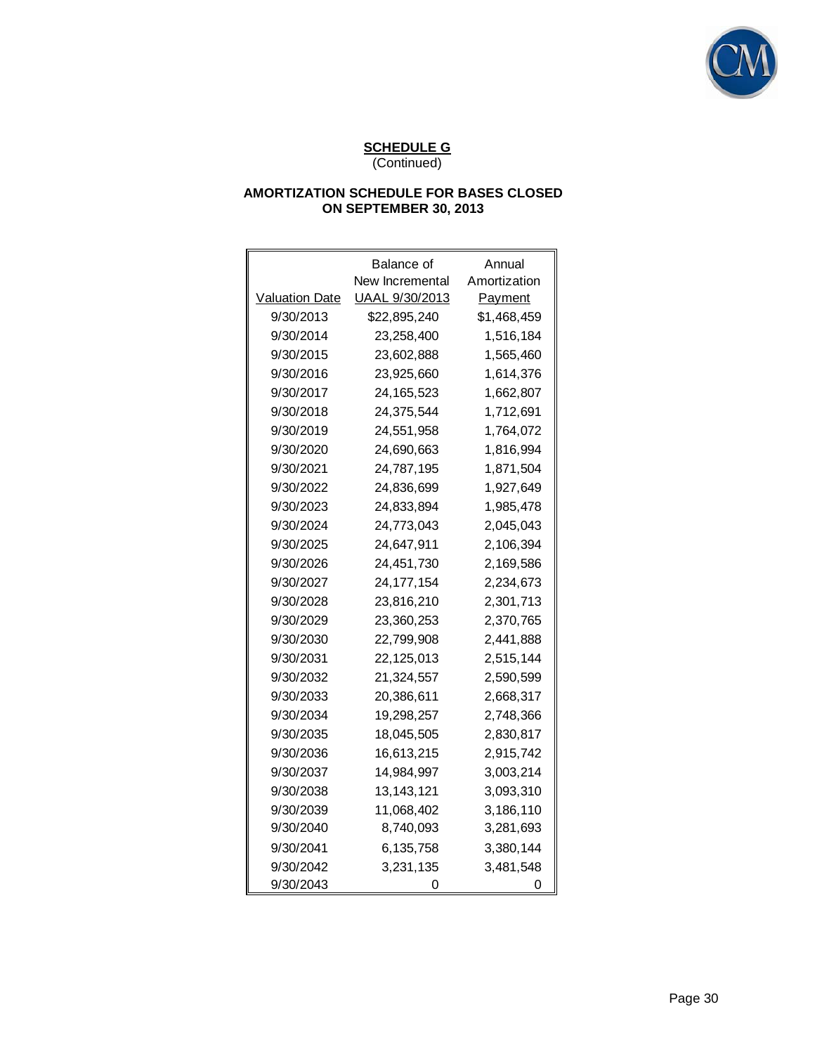## SCHEDULE G

(Continued)

### AMORTIZATION SCHEDULE FOR BASES CLOSED ON SEPTEMBER 30, 2013

| Valuation Date | Balance of New Incremental UAAL 9/30/2013 | Annual Amortization Payment |
|---|---|---|
| 9/30/2013 | $22,895,240 | $1,468,459 |
| 9/30/2014 | 23,258,400 | 1,516,184 |
| 9/30/2015 | 23,602,888 | 1,565,460 |
| 9/30/2016 | 23,925,660 | 1,614,376 |
| 9/30/2017 | 24,165,523 | 1,662,807 |
| 9/30/2018 | 24,375,544 | 1,712,691 |
| 9/30/2019 | 24,551,958 | 1,764,072 |
| 9/30/2020 | 24,690,663 | 1,816,994 |
| 9/30/2021 | 24,787,195 | 1,871,504 |
| 9/30/2022 | 24,836,699 | 1,927,649 |
| 9/30/2023 | 24,833,894 | 1,985,478 |
| 9/30/2024 | 24,773,043 | 2,045,043 |
| 9/30/2025 | 24,647,911 | 2,106,394 |
| 9/30/2026 | 24,451,730 | 2,169,586 |
| 9/30/2027 | 24,177,154 | 2,234,673 |
| 9/30/2028 | 23,816,210 | 2,301,713 |
| 9/30/2029 | 23,360,253 | 2,370,765 |
| 9/30/2030 | 22,799,908 | 2,441,888 |
| 9/30/2031 | 22,125,013 | 2,515,144 |
| 9/30/2032 | 21,324,557 | 2,590,599 |
| 9/30/2033 | 20,386,611 | 2,668,317 |
| 9/30/2034 | 19,298,257 | 2,748,366 |
| 9/30/2035 | 18,045,505 | 2,830,817 |
| 9/30/2036 | 16,613,215 | 2,915,742 |
| 9/30/2037 | 14,984,997 | 3,003,214 |
| 9/30/2038 | 13,143,121 | 3,093,310 |
| 9/30/2039 | 11,068,402 | 3,186,110 |
| 9/30/2040 | 8,740,093 | 3,281,693 |
| 9/30/2041 | 6,135,758 | 3,380,144 |
| 9/30/2042 | 3,231,135 | 3,481,548 |
| 9/30/2043 | 0 | 0 |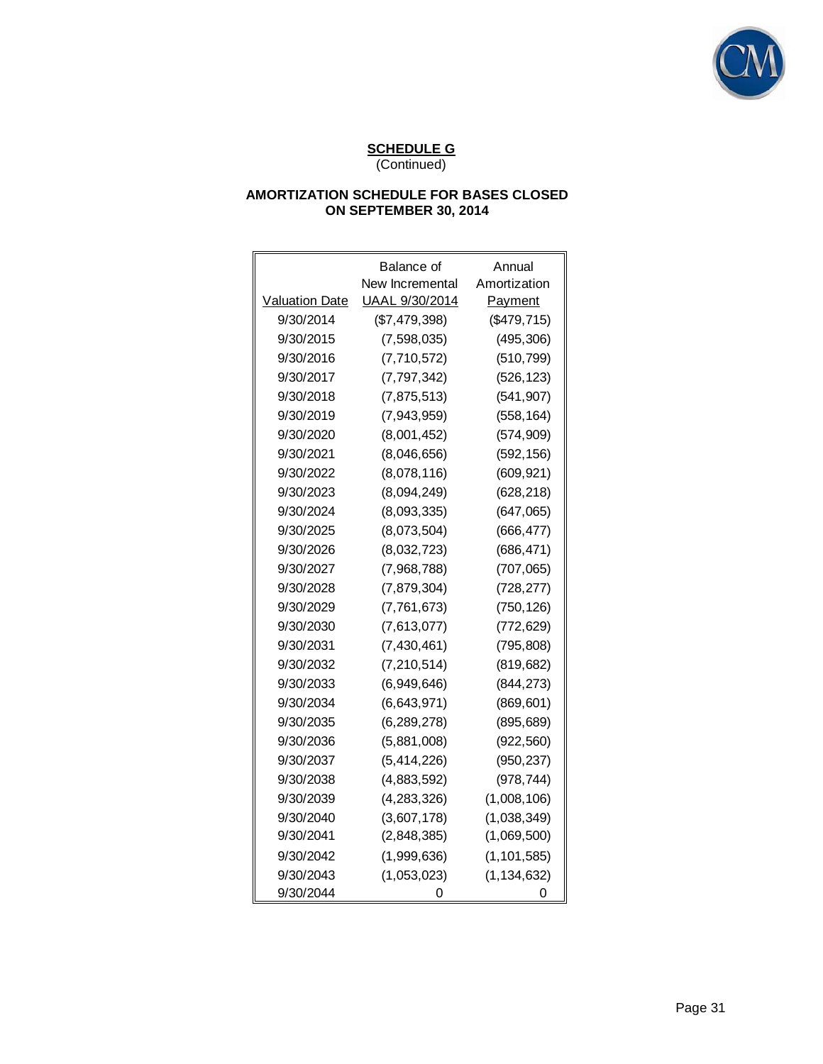## SCHEDULE G
(Continued)

### AMORTIZATION SCHEDULE FOR BASES CLOSED ON SEPTEMBER 30, 2014

| Valuation Date | Balance of New Incremental UAAL 9/30/2014 | Annual Amortization Payment |
|---|---|---|
| 9/30/2014 | ($7,479,398) | ($479,715) |
| 9/30/2015 | (7,598,035) | (495,306) |
| 9/30/2016 | (7,710,572) | (510,799) |
| 9/30/2017 | (7,797,342) | (526,123) |
| 9/30/2018 | (7,875,513) | (541,907) |
| 9/30/2019 | (7,943,959) | (558,164) |
| 9/30/2020 | (8,001,452) | (574,909) |
| 9/30/2021 | (8,046,656) | (592,156) |
| 9/30/2022 | (8,078,116) | (609,921) |
| 9/30/2023 | (8,094,249) | (628,218) |
| 9/30/2024 | (8,093,335) | (647,065) |
| 9/30/2025 | (8,073,504) | (666,477) |
| 9/30/2026 | (8,032,723) | (686,471) |
| 9/30/2027 | (7,968,788) | (707,065) |
| 9/30/2028 | (7,879,304) | (728,277) |
| 9/30/2029 | (7,761,673) | (750,126) |
| 9/30/2030 | (7,613,077) | (772,629) |
| 9/30/2031 | (7,430,461) | (795,808) |
| 9/30/2032 | (7,210,514) | (819,682) |
| 9/30/2033 | (6,949,646) | (844,273) |
| 9/30/2034 | (6,643,971) | (869,601) |
| 9/30/2035 | (6,289,278) | (895,689) |
| 9/30/2036 | (5,881,008) | (922,560) |
| 9/30/2037 | (5,414,226) | (950,237) |
| 9/30/2038 | (4,883,592) | (978,744) |
| 9/30/2039 | (4,283,326) | (1,008,106) |
| 9/30/2040 | (3,607,178) | (1,038,349) |
| 9/30/2041 | (2,848,385) | (1,069,500) |
| 9/30/2042 | (1,999,636) | (1,101,585) |
| 9/30/2043 | (1,053,023) | (1,134,632) |
| 9/30/2044 | 0 | 0 |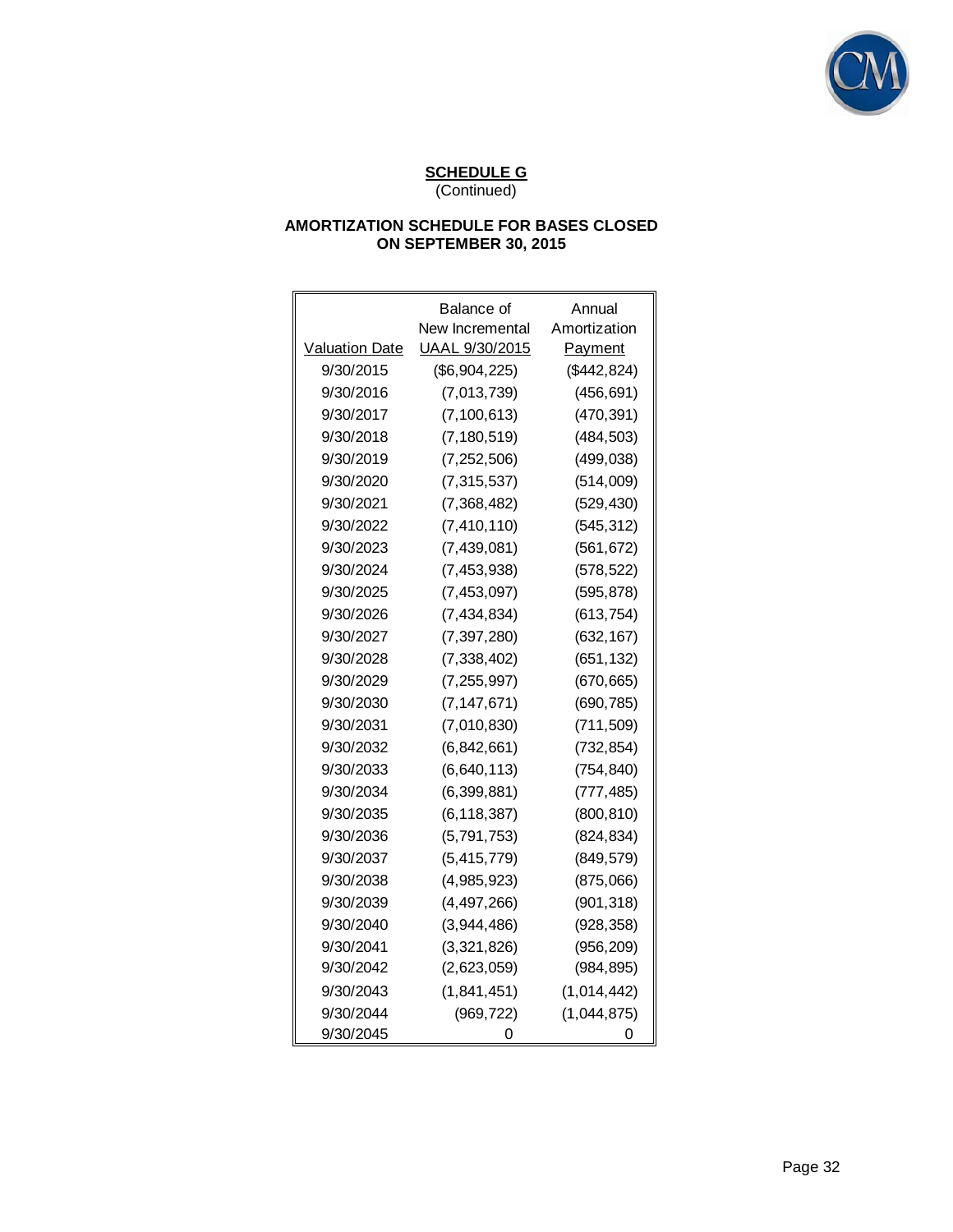**SCHEDULE G**
(Continued)

**AMORTIZATION SCHEDULE FOR BASES CLOSED ON SEPTEMBER 30, 2015**

| Valuation Date | Balance of New Incremental UAAL 9/30/2015 | Annual Amortization Payment |
|---|---|---|
| 9/30/2015 | ($6,904,225) | ($442,824) |
| 9/30/2016 | (7,013,739) | (456,691) |
| 9/30/2017 | (7,100,613) | (470,391) |
| 9/30/2018 | (7,180,519) | (484,503) |
| 9/30/2019 | (7,252,506) | (499,038) |
| 9/30/2020 | (7,315,537) | (514,009) |
| 9/30/2021 | (7,368,482) | (529,430) |
| 9/30/2022 | (7,410,110) | (545,312) |
| 9/30/2023 | (7,439,081) | (561,672) |
| 9/30/2024 | (7,453,938) | (578,522) |
| 9/30/2025 | (7,453,097) | (595,878) |
| 9/30/2026 | (7,434,834) | (613,754) |
| 9/30/2027 | (7,397,280) | (632,167) |
| 9/30/2028 | (7,338,402) | (651,132) |
| 9/30/2029 | (7,255,997) | (670,665) |
| 9/30/2030 | (7,147,671) | (690,785) |
| 9/30/2031 | (7,010,830) | (711,509) |
| 9/30/2032 | (6,842,661) | (732,854) |
| 9/30/2033 | (6,640,113) | (754,840) |
| 9/30/2034 | (6,399,881) | (777,485) |
| 9/30/2035 | (6,118,387) | (800,810) |
| 9/30/2036 | (5,791,753) | (824,834) |
| 9/30/2037 | (5,415,779) | (849,579) |
| 9/30/2038 | (4,985,923) | (875,066) |
| 9/30/2039 | (4,497,266) | (901,318) |
| 9/30/2040 | (3,944,486) | (928,358) |
| 9/30/2041 | (3,321,826) | (956,209) |
| 9/30/2042 | (2,623,059) | (984,895) |
| 9/30/2043 | (1,841,451) | (1,014,442) |
| 9/30/2044 | (969,722) | (1,044,875) |
| 9/30/2045 | 0 | 0 |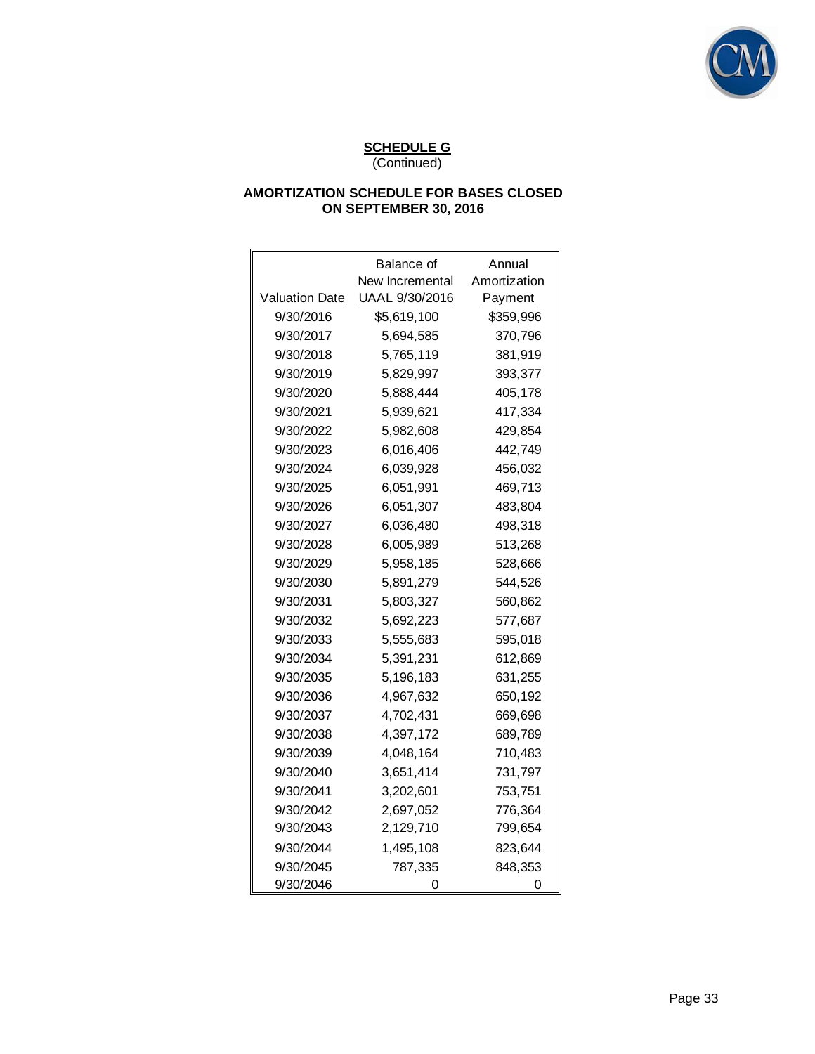**SCHEDULE G**
(Continued)

**AMORTIZATION SCHEDULE FOR BASES CLOSED ON SEPTEMBER 30, 2016**

| Valuation Date | Balance of New Incremental UAAL 9/30/2016 | Annual Amortization Payment |
|---|---|---|
| 9/30/2016 | $5,619,100 | $359,996 |
| 9/30/2017 | 5,694,585 | 370,796 |
| 9/30/2018 | 5,765,119 | 381,919 |
| 9/30/2019 | 5,829,997 | 393,377 |
| 9/30/2020 | 5,888,444 | 405,178 |
| 9/30/2021 | 5,939,621 | 417,334 |
| 9/30/2022 | 5,982,608 | 429,854 |
| 9/30/2023 | 6,016,406 | 442,749 |
| 9/30/2024 | 6,039,928 | 456,032 |
| 9/30/2025 | 6,051,991 | 469,713 |
| 9/30/2026 | 6,051,307 | 483,804 |
| 9/30/2027 | 6,036,480 | 498,318 |
| 9/30/2028 | 6,005,989 | 513,268 |
| 9/30/2029 | 5,958,185 | 528,666 |
| 9/30/2030 | 5,891,279 | 544,526 |
| 9/30/2031 | 5,803,327 | 560,862 |
| 9/30/2032 | 5,692,223 | 577,687 |
| 9/30/2033 | 5,555,683 | 595,018 |
| 9/30/2034 | 5,391,231 | 612,869 |
| 9/30/2035 | 5,196,183 | 631,255 |
| 9/30/2036 | 4,967,632 | 650,192 |
| 9/30/2037 | 4,702,431 | 669,698 |
| 9/30/2038 | 4,397,172 | 689,789 |
| 9/30/2039 | 4,048,164 | 710,483 |
| 9/30/2040 | 3,651,414 | 731,797 |
| 9/30/2041 | 3,202,601 | 753,751 |
| 9/30/2042 | 2,697,052 | 776,364 |
| 9/30/2043 | 2,129,710 | 799,654 |
| 9/30/2044 | 1,495,108 | 823,644 |
| 9/30/2045 | 787,335 | 848,353 |
| 9/30/2046 | 0 | 0 |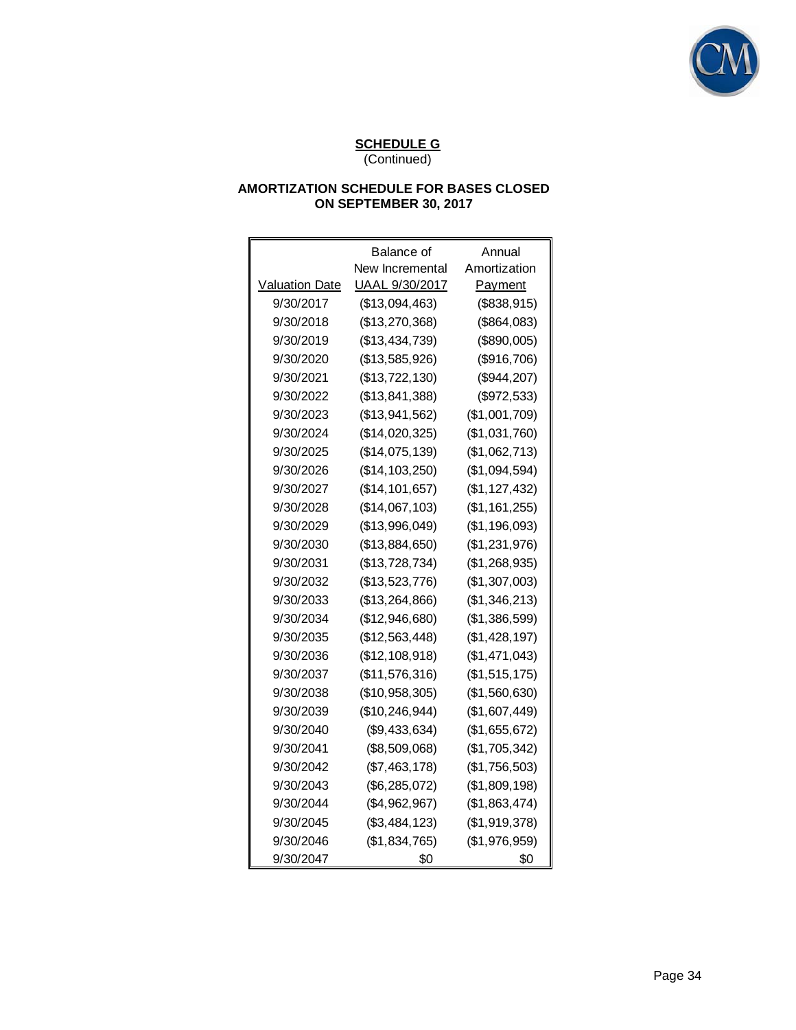**SCHEDULE G**
(Continued)

**AMORTIZATION SCHEDULE FOR BASES CLOSED ON SEPTEMBER 30, 2017**

| Valuation Date | Balance of New Incremental UAAL 9/30/2017 | Annual Amortization Payment |
|---|---|---|
| 9/30/2017 | ($13,094,463) | ($838,915) |
| 9/30/2018 | ($13,270,368) | ($864,083) |
| 9/30/2019 | ($13,434,739) | ($890,005) |
| 9/30/2020 | ($13,585,926) | ($916,706) |
| 9/30/2021 | ($13,722,130) | ($944,207) |
| 9/30/2022 | ($13,841,388) | ($972,533) |
| 9/30/2023 | ($13,941,562) | ($1,001,709) |
| 9/30/2024 | ($14,020,325) | ($1,031,760) |
| 9/30/2025 | ($14,075,139) | ($1,062,713) |
| 9/30/2026 | ($14,103,250) | ($1,094,594) |
| 9/30/2027 | ($14,101,657) | ($1,127,432) |
| 9/30/2028 | ($14,067,103) | ($1,161,255) |
| 9/30/2029 | ($13,996,049) | ($1,196,093) |
| 9/30/2030 | ($13,884,650) | ($1,231,976) |
| 9/30/2031 | ($13,728,734) | ($1,268,935) |
| 9/30/2032 | ($13,523,776) | ($1,307,003) |
| 9/30/2033 | ($13,264,866) | ($1,346,213) |
| 9/30/2034 | ($12,946,680) | ($1,386,599) |
| 9/30/2035 | ($12,563,448) | ($1,428,197) |
| 9/30/2036 | ($12,108,918) | ($1,471,043) |
| 9/30/2037 | ($11,576,316) | ($1,515,175) |
| 9/30/2038 | ($10,958,305) | ($1,560,630) |
| 9/30/2039 | ($10,246,944) | ($1,607,449) |
| 9/30/2040 | ($9,433,634) | ($1,655,672) |
| 9/30/2041 | ($8,509,068) | ($1,705,342) |
| 9/30/2042 | ($7,463,178) | ($1,756,503) |
| 9/30/2043 | ($6,285,072) | ($1,809,198) |
| 9/30/2044 | ($4,962,967) | ($1,863,474) |
| 9/30/2045 | ($3,484,123) | ($1,919,378) |
| 9/30/2046 | ($1,834,765) | ($1,976,959) |
| 9/30/2047 | $0 | $0 |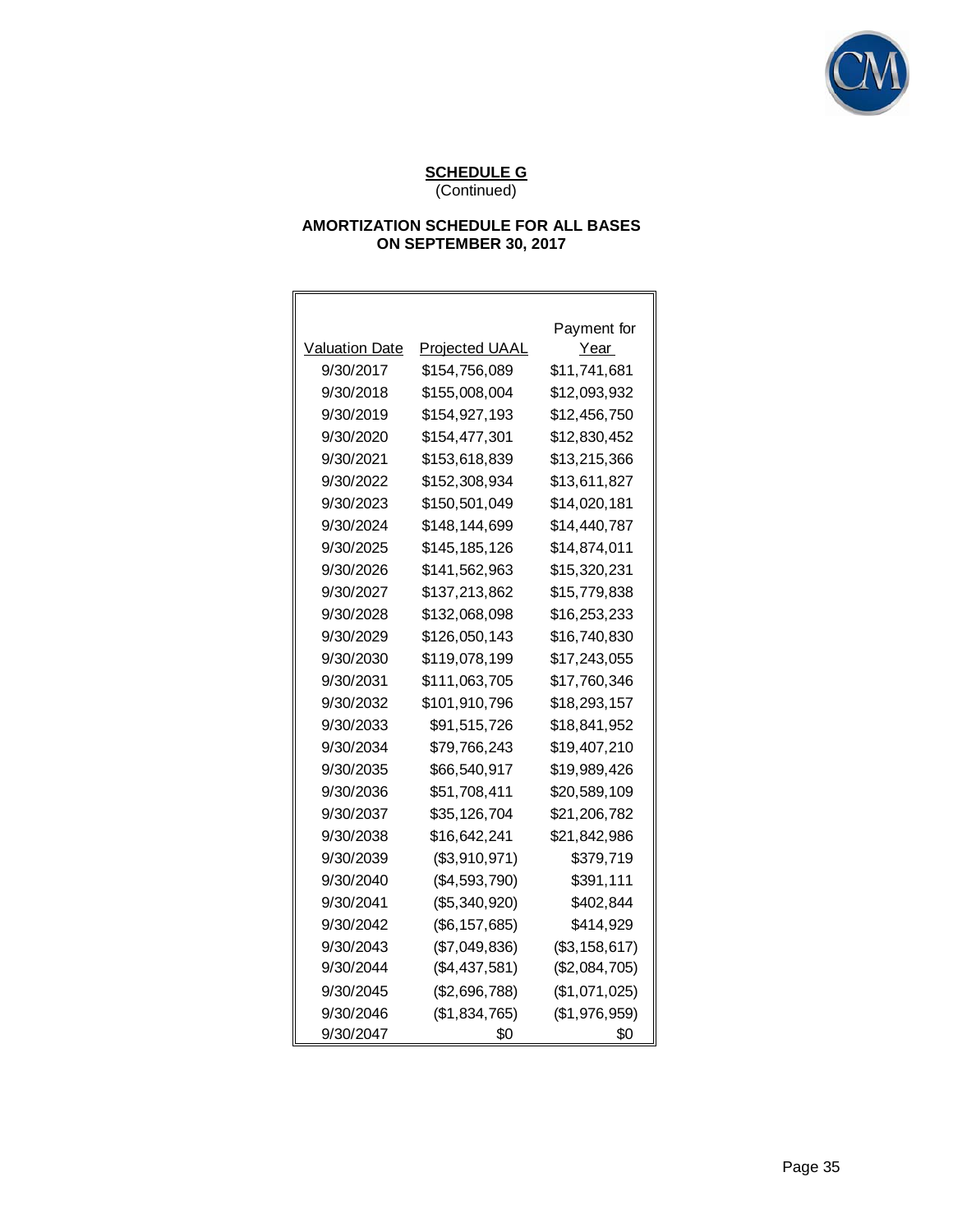**SCHEDULE G**
(Continued)

**AMORTIZATION SCHEDULE FOR ALL BASES ON SEPTEMBER 30, 2017**

| Valuation Date | Projected UAAL | Payment for Year |
|---|---|---|
| 9/30/2017 | $154,756,089 | $11,741,681 |
| 9/30/2018 | $155,008,004 | $12,093,932 |
| 9/30/2019 | $154,927,193 | $12,456,750 |
| 9/30/2020 | $154,477,301 | $12,830,452 |
| 9/30/2021 | $153,618,839 | $13,215,366 |
| 9/30/2022 | $152,308,934 | $13,611,827 |
| 9/30/2023 | $150,501,049 | $14,020,181 |
| 9/30/2024 | $148,144,699 | $14,440,787 |
| 9/30/2025 | $145,185,126 | $14,874,011 |
| 9/30/2026 | $141,562,963 | $15,320,231 |
| 9/30/2027 | $137,213,862 | $15,779,838 |
| 9/30/2028 | $132,068,098 | $16,253,233 |
| 9/30/2029 | $126,050,143 | $16,740,830 |
| 9/30/2030 | $119,078,199 | $17,243,055 |
| 9/30/2031 | $111,063,705 | $17,760,346 |
| 9/30/2032 | $101,910,796 | $18,293,157 |
| 9/30/2033 | $91,515,726 | $18,841,952 |
| 9/30/2034 | $79,766,243 | $19,407,210 |
| 9/30/2035 | $66,540,917 | $19,989,426 |
| 9/30/2036 | $51,708,411 | $20,589,109 |
| 9/30/2037 | $35,126,704 | $21,206,782 |
| 9/30/2038 | $16,642,241 | $21,842,986 |
| 9/30/2039 | ($3,910,971) | $379,719 |
| 9/30/2040 | ($4,593,790) | $391,111 |
| 9/30/2041 | ($5,340,920) | $402,844 |
| 9/30/2042 | ($6,157,685) | $414,929 |
| 9/30/2043 | ($7,049,836) | ($3,158,617) |
| 9/30/2044 | ($4,437,581) | ($2,084,705) |
| 9/30/2045 | ($2,696,788) | ($1,071,025) |
| 9/30/2046 | ($1,834,765) | ($1,976,959) |
| 9/30/2047 | $0 | $0 |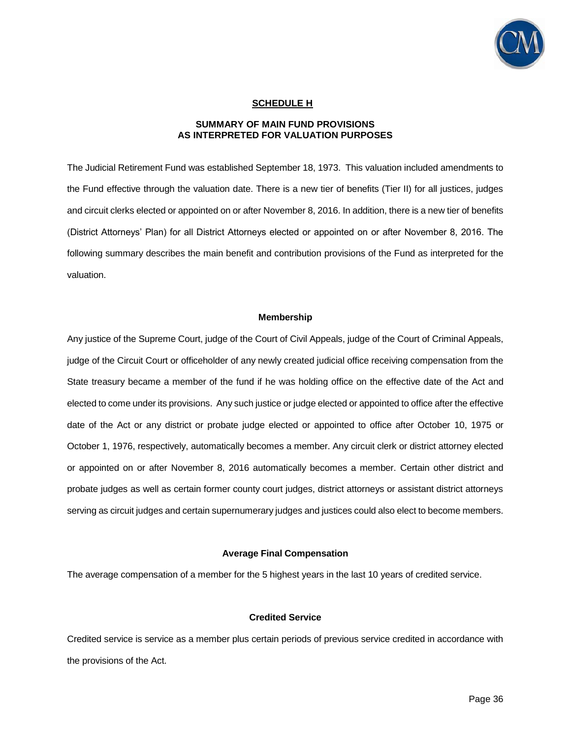## SCHEDULE H

### SUMMARY OF MAIN FUND PROVISIONS AS INTERPRETED FOR VALUATION PURPOSES

The Judicial Retirement Fund was established September 18, 1973. This valuation included amendments to the Fund effective through the valuation date. There is a new tier of benefits (Tier II) for all justices, judges and circuit clerks elected or appointed on or after November 8, 2016. In addition, there is a new tier of benefits (District Attorneys' Plan) for all District Attorneys elected or appointed on or after November 8, 2016. The following summary describes the main benefit and contribution provisions of the Fund as interpreted for the valuation.

#### Membership

Any justice of the Supreme Court, judge of the Court of Civil Appeals, judge of the Court of Criminal Appeals, judge of the Circuit Court or officeholder of any newly created judicial office receiving compensation from the State treasury became a member of the fund if he was holding office on the effective date of the Act and elected to come under its provisions. Any such justice or judge elected or appointed to office after the effective date of the Act or any district or probate judge elected or appointed to office after October 10, 1975 or October 1, 1976, respectively, automatically becomes a member. Any circuit clerk or district attorney elected or appointed on or after November 8, 2016 automatically becomes a member. Certain other district and probate judges as well as certain former county court judges, district attorneys or assistant district attorneys serving as circuit judges and certain supernumerary judges and justices could also elect to become members.

#### Average Final Compensation

The average compensation of a member for the 5 highest years in the last 10 years of credited service.

#### Credited Service

Credited service is service as a member plus certain periods of previous service credited in accordance with the provisions of the Act.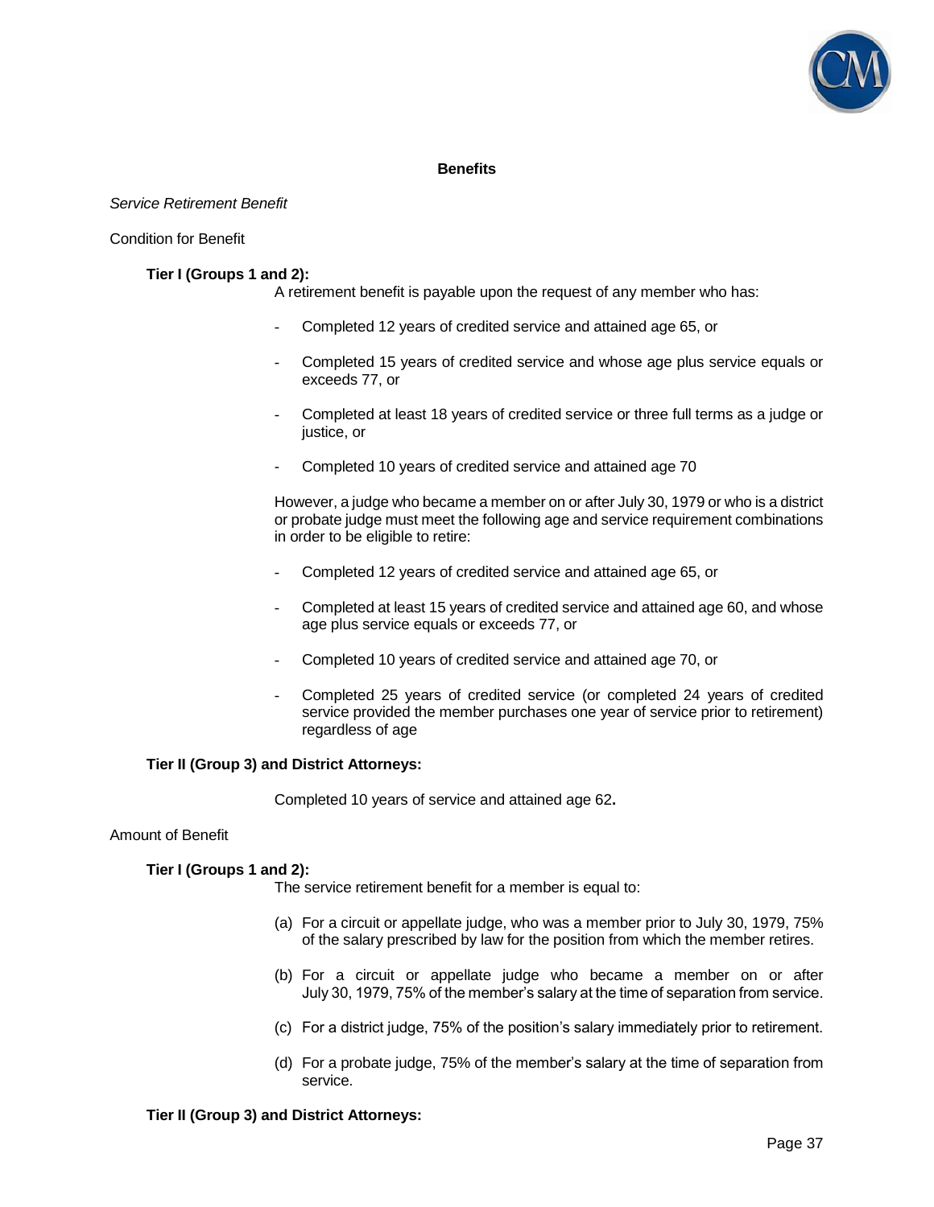## Benefits

*Service Retirement Benefit*

Condition for Benefit

**Tier I (Groups 1 and 2):**

A retirement benefit is payable upon the request of any member who has:

- Completed 12 years of credited service and attained age 65, or
- Completed 15 years of credited service and whose age plus service equals or exceeds 77, or
- Completed at least 18 years of credited service or three full terms as a judge or justice, or
- Completed 10 years of credited service and attained age 70

However, a judge who became a member on or after July 30, 1979 or who is a district or probate judge must meet the following age and service requirement combinations in order to be eligible to retire:

- Completed 12 years of credited service and attained age 65, or
- Completed at least 15 years of credited service and attained age 60, and whose age plus service equals or exceeds 77, or
- Completed 10 years of credited service and attained age 70, or
- Completed 25 years of credited service (or completed 24 years of credited service provided the member purchases one year of service prior to retirement) regardless of age

**Tier II (Group 3) and District Attorneys:**

Completed 10 years of service and attained age 62**.**

Amount of Benefit

**Tier I (Groups 1 and 2):**

The service retirement benefit for a member is equal to:

(a) For a circuit or appellate judge, who was a member prior to July 30, 1979, 75% of the salary prescribed by law for the position from which the member retires.

(b) For a circuit or appellate judge who became a member on or after July 30, 1979, 75% of the member's salary at the time of separation from service.

(c) For a district judge, 75% of the position's salary immediately prior to retirement.

(d) For a probate judge, 75% of the member's salary at the time of separation from service.

**Tier II (Group 3) and District Attorneys:**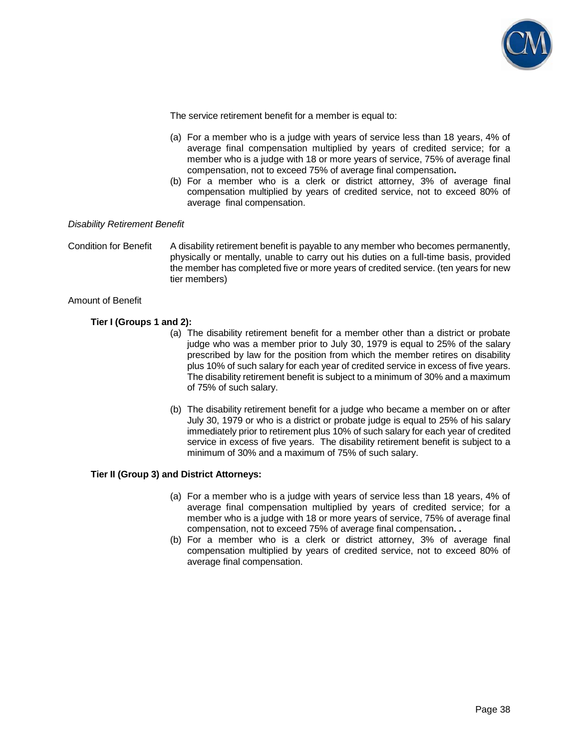The service retirement benefit for a member is equal to:

(a) For a member who is a judge with years of service less than 18 years, 4% of average final compensation multiplied by years of credited service; for a member who is a judge with 18 or more years of service, 75% of average final compensation, not to exceed 75% of average final compensation**.**

(b) For a member who is a clerk or district attorney, 3% of average final compensation multiplied by years of credited service, not to exceed 80% of average final compensation.

*Disability Retirement Benefit*

Condition for Benefit — A disability retirement benefit is payable to any member who becomes permanently, physically or mentally, unable to carry out his duties on a full-time basis, provided the member has completed five or more years of credited service. (ten years for new tier members)

Amount of Benefit

**Tier I (Groups 1 and 2):**

(a) The disability retirement benefit for a member other than a district or probate judge who was a member prior to July 30, 1979 is equal to 25% of the salary prescribed by law for the position from which the member retires on disability plus 10% of such salary for each year of credited service in excess of five years. The disability retirement benefit is subject to a minimum of 30% and a maximum of 75% of such salary.

(b) The disability retirement benefit for a judge who became a member on or after July 30, 1979 or who is a district or probate judge is equal to 25% of his salary immediately prior to retirement plus 10% of such salary for each year of credited service in excess of five years. The disability retirement benefit is subject to a minimum of 30% and a maximum of 75% of such salary.

**Tier II (Group 3) and District Attorneys:**

(a) For a member who is a judge with years of service less than 18 years, 4% of average final compensation multiplied by years of credited service; for a member who is a judge with 18 or more years of service, 75% of average final compensation, not to exceed 75% of average final compensation**. .**

(b) For a member who is a clerk or district attorney, 3% of average final compensation multiplied by years of credited service, not to exceed 80% of average final compensation.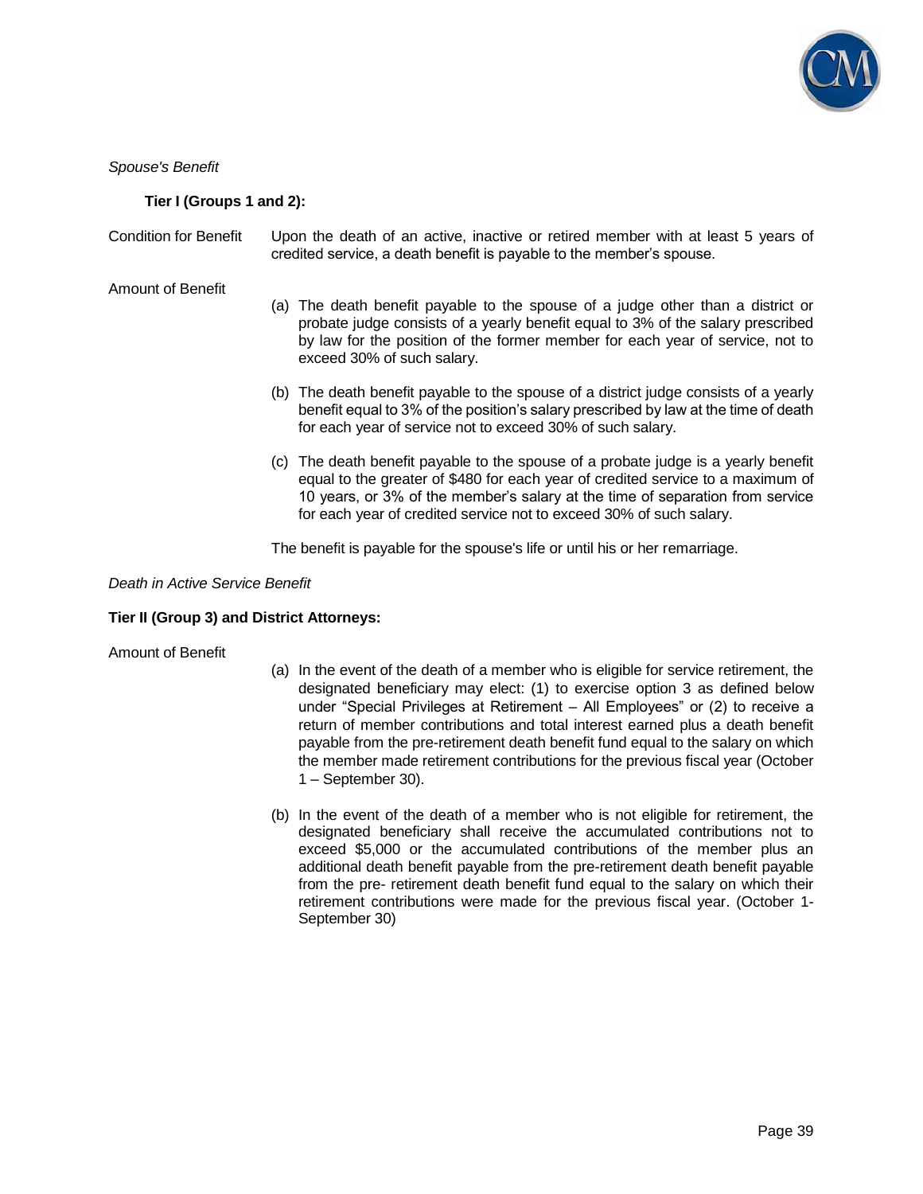*Spouse's Benefit*

**Tier I (Groups 1 and 2):**

Condition for Benefit: Upon the death of an active, inactive or retired member with at least 5 years of credited service, a death benefit is payable to the member's spouse.

Amount of Benefit

(a) The death benefit payable to the spouse of a judge other than a district or probate judge consists of a yearly benefit equal to 3% of the salary prescribed by law for the position of the former member for each year of service, not to exceed 30% of such salary.

(b) The death benefit payable to the spouse of a district judge consists of a yearly benefit equal to 3% of the position's salary prescribed by law at the time of death for each year of service not to exceed 30% of such salary.

(c) The death benefit payable to the spouse of a probate judge is a yearly benefit equal to the greater of $480 for each year of credited service to a maximum of 10 years, or 3% of the member's salary at the time of separation from service for each year of credited service not to exceed 30% of such salary.

The benefit is payable for the spouse's life or until his or her remarriage.

*Death in Active Service Benefit*

**Tier II (Group 3) and District Attorneys:**

Amount of Benefit

(a) In the event of the death of a member who is eligible for service retirement, the designated beneficiary may elect: (1) to exercise option 3 as defined below under "Special Privileges at Retirement – All Employees" or (2) to receive a return of member contributions and total interest earned plus a death benefit payable from the pre-retirement death benefit fund equal to the salary on which the member made retirement contributions for the previous fiscal year (October 1 – September 30).

(b) In the event of the death of a member who is not eligible for retirement, the designated beneficiary shall receive the accumulated contributions not to exceed $5,000 or the accumulated contributions of the member plus an additional death benefit payable from the pre-retirement death benefit payable from the pre- retirement death benefit fund equal to the salary on which their retirement contributions were made for the previous fiscal year. (October 1- September 30)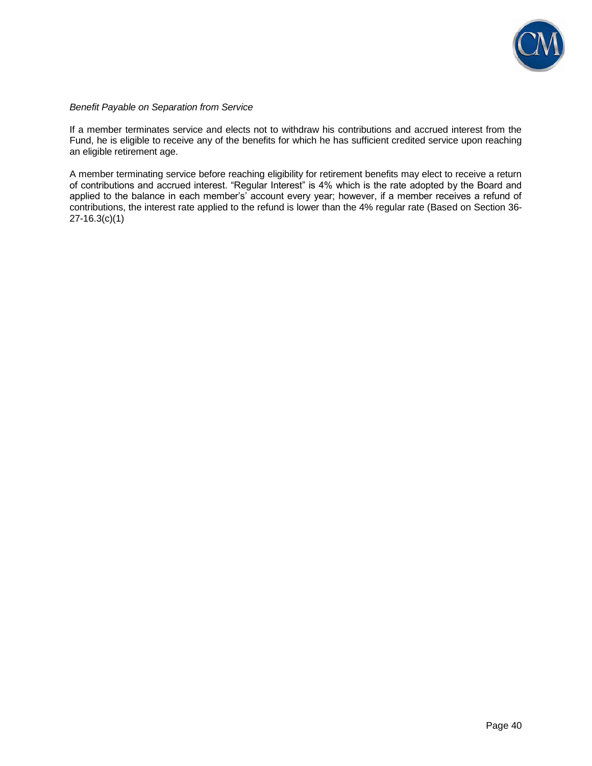*Benefit Payable on Separation from Service*

If a member terminates service and elects not to withdraw his contributions and accrued interest from the Fund, he is eligible to receive any of the benefits for which he has sufficient credited service upon reaching an eligible retirement age.

A member terminating service before reaching eligibility for retirement benefits may elect to receive a return of contributions and accrued interest. "Regular Interest" is 4% which is the rate adopted by the Board and applied to the balance in each member's' account every year; however, if a member receives a refund of contributions, the interest rate applied to the refund is lower than the 4% regular rate (Based on Section 36-27-16.3(c)(1)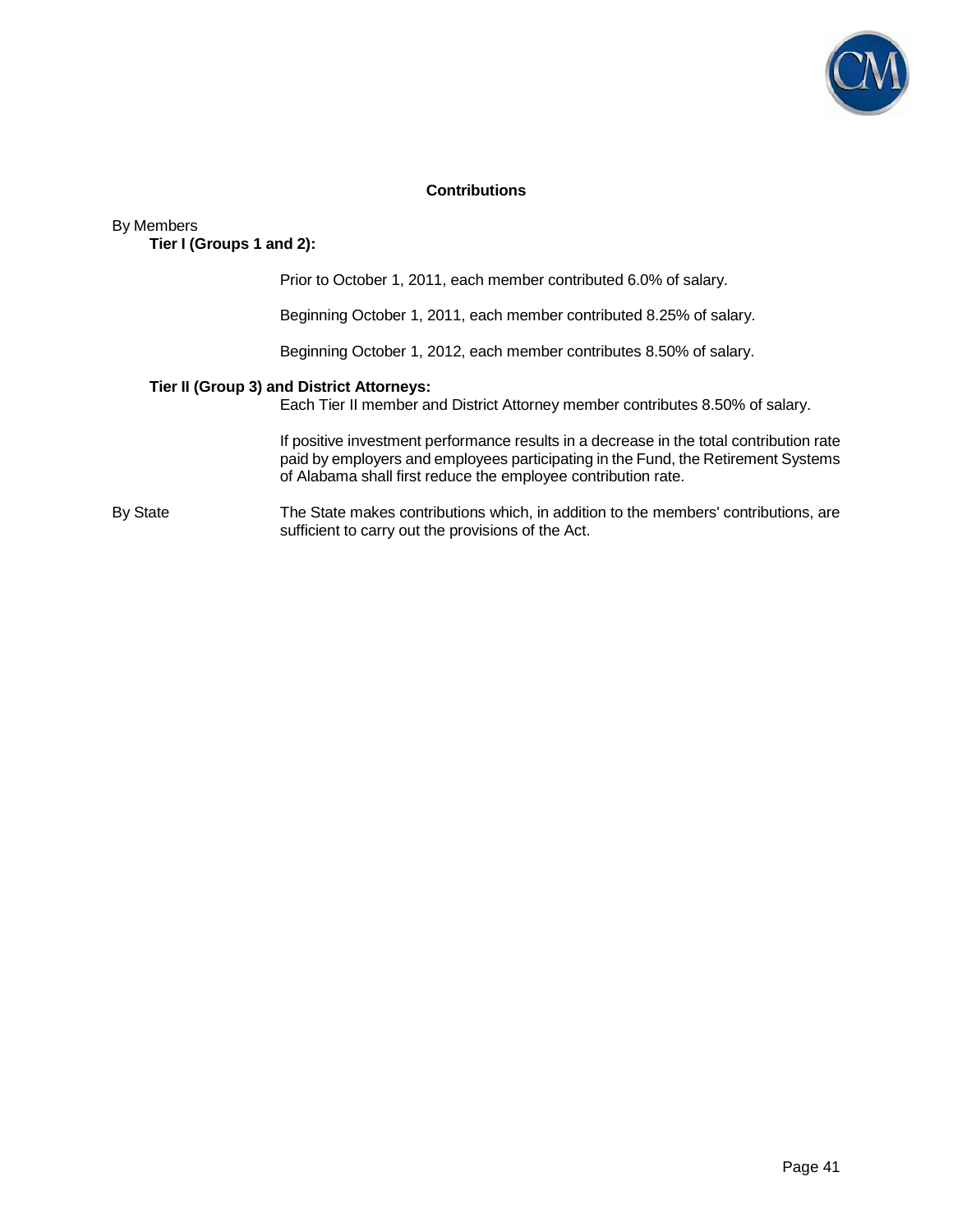## Contributions

By Members

**Tier I (Groups 1 and 2):**

Prior to October 1, 2011, each member contributed 6.0% of salary.

Beginning October 1, 2011, each member contributed 8.25% of salary.

Beginning October 1, 2012, each member contributes 8.50% of salary.

**Tier II (Group 3) and District Attorneys:**

Each Tier II member and District Attorney member contributes 8.50% of salary.

If positive investment performance results in a decrease in the total contribution rate paid by employers and employees participating in the Fund, the Retirement Systems of Alabama shall first reduce the employee contribution rate.

By State

The State makes contributions which, in addition to the members' contributions, are sufficient to carry out the provisions of the Act.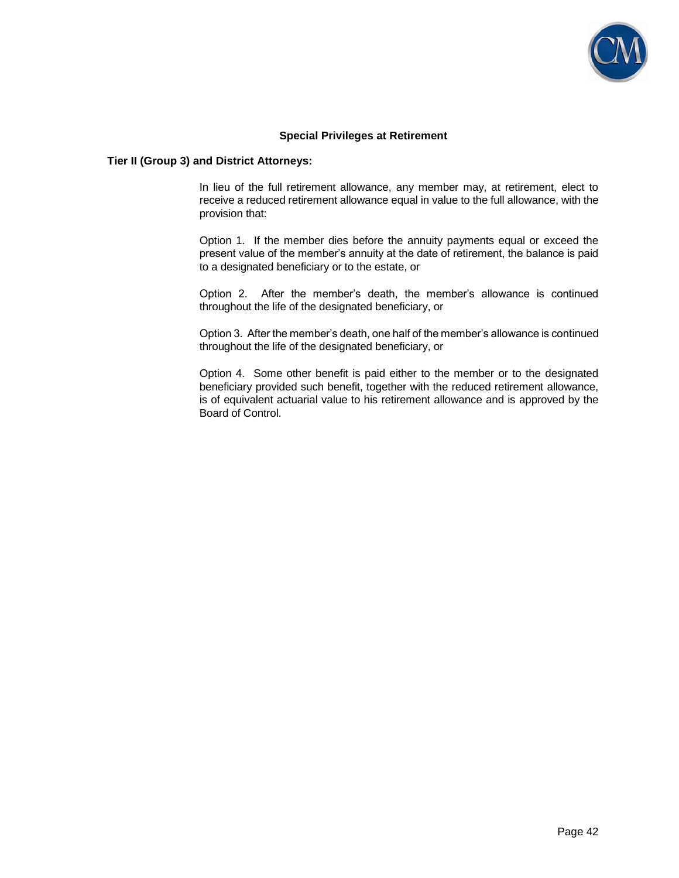## Special Privileges at Retirement

**Tier II (Group 3) and District Attorneys:**

In lieu of the full retirement allowance, any member may, at retirement, elect to receive a reduced retirement allowance equal in value to the full allowance, with the provision that:

Option 1. If the member dies before the annuity payments equal or exceed the present value of the member's annuity at the date of retirement, the balance is paid to a designated beneficiary or to the estate, or

Option 2. After the member's death, the member's allowance is continued throughout the life of the designated beneficiary, or

Option 3. After the member's death, one half of the member's allowance is continued throughout the life of the designated beneficiary, or

Option 4. Some other benefit is paid either to the member or to the designated beneficiary provided such benefit, together with the reduced retirement allowance, is of equivalent actuarial value to his retirement allowance and is approved by the Board of Control.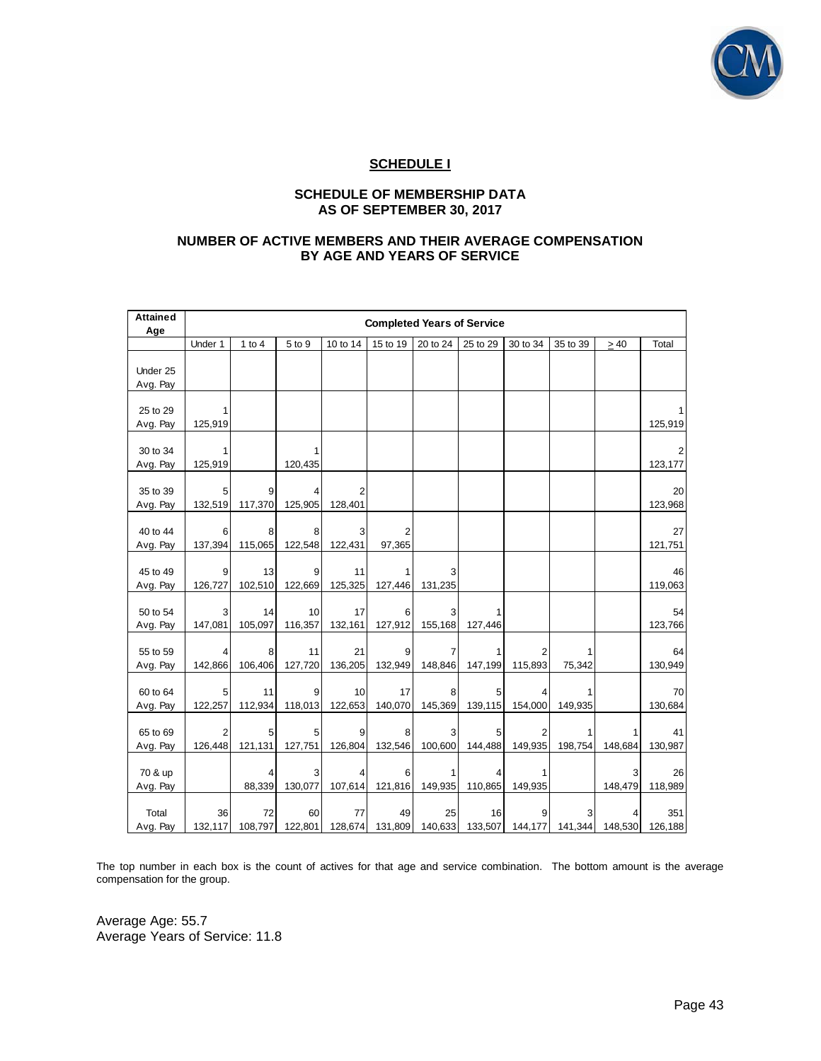## SCHEDULE I

### SCHEDULE OF MEMBERSHIP DATA AS OF SEPTEMBER 30, 2017

### NUMBER OF ACTIVE MEMBERS AND THEIR AVERAGE COMPENSATION BY AGE AND YEARS OF SERVICE

| Attained Age | Completed Years of Service | | | | | | | | | | |
|---|---|---|---|---|---|---|---|---|---|---|---|
| | Under 1 | 1 to 4 | 5 to 9 | 10 to 14 | 15 to 19 | 20 to 24 | 25 to 29 | 30 to 34 | 35 to 39 | ≥ 40 | Total |
| Under 25 | | | | | | | | | | | |
| Avg. Pay | | | | | | | | | | | |
| 25 to 29 | 1 | | | | | | | | | | 1 |
| Avg. Pay | 125,919 | | | | | | | | | | 125,919 |
| 30 to 34 | 1 | | 1 | | | | | | | | 2 |
| Avg. Pay | 125,919 | | 120,435 | | | | | | | | 123,177 |
| 35 to 39 | 5 | 9 | 4 | 2 | | | | | | | 20 |
| Avg. Pay | 132,519 | 117,370 | 125,905 | 128,401 | | | | | | | 123,968 |
| 40 to 44 | 6 | 8 | 8 | 3 | 2 | | | | | | 27 |
| Avg. Pay | 137,394 | 115,065 | 122,548 | 122,431 | 97,365 | | | | | | 121,751 |
| 45 to 49 | 9 | 13 | 9 | 11 | 1 | 3 | | | | | 46 |
| Avg. Pay | 126,727 | 102,510 | 122,669 | 125,325 | 127,446 | 131,235 | | | | | 119,063 |
| 50 to 54 | 3 | 14 | 10 | 17 | 6 | 3 | 1 | | | | 54 |
| Avg. Pay | 147,081 | 105,097 | 116,357 | 132,161 | 127,912 | 155,168 | 127,446 | | | | 123,766 |
| 55 to 59 | 4 | 8 | 11 | 21 | 9 | 7 | 1 | 2 | 1 | | 64 |
| Avg. Pay | 142,866 | 106,406 | 127,720 | 136,205 | 132,949 | 148,846 | 147,199 | 115,893 | 75,342 | | 130,949 |
| 60 to 64 | 5 | 11 | 9 | 10 | 17 | 8 | 5 | 4 | 1 | | 70 |
| Avg. Pay | 122,257 | 112,934 | 118,013 | 122,653 | 140,070 | 145,369 | 139,115 | 154,000 | 149,935 | | 130,684 |
| 65 to 69 | 2 | 5 | 5 | 9 | 8 | 3 | 5 | 2 | 1 | 1 | 41 |
| Avg. Pay | 126,448 | 121,131 | 127,751 | 126,804 | 132,546 | 100,600 | 144,488 | 149,935 | 198,754 | 148,684 | 130,987 |
| 70 & up | | 4 | 3 | 4 | 6 | 1 | 4 | 1 | | 3 | 26 |
| Avg. Pay | | 88,339 | 130,077 | 107,614 | 121,816 | 149,935 | 110,865 | 149,935 | | 148,479 | 118,989 |
| Total | 36 | 72 | 60 | 77 | 49 | 25 | 16 | 9 | 3 | 4 | 351 |
| Avg. Pay | 132,117 | 108,797 | 122,801 | 128,674 | 131,809 | 140,633 | 133,507 | 144,177 | 141,344 | 148,530 | 126,188 |

The top number in each box is the count of actives for that age and service combination. The bottom amount is the average compensation for the group.

Average Age: 55.7
Average Years of Service: 11.8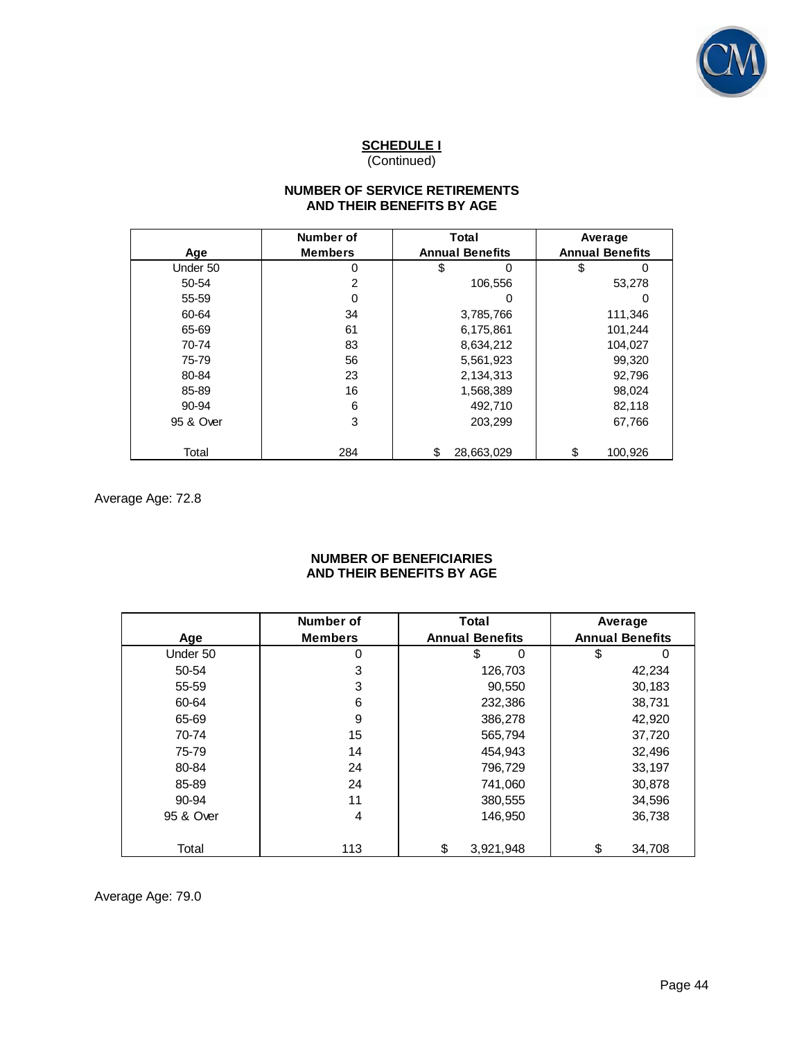## SCHEDULE I
(Continued)

### NUMBER OF SERVICE RETIREMENTS AND THEIR BENEFITS BY AGE

| Age | Number of Members | Total Annual Benefits | Average Annual Benefits |
|---|---|---|---|
| Under 50 | 0 | $ 0 | $ 0 |
| 50-54 | 2 | 106,556 | 53,278 |
| 55-59 | 0 | 0 | 0 |
| 60-64 | 34 | 3,785,766 | 111,346 |
| 65-69 | 61 | 6,175,861 | 101,244 |
| 70-74 | 83 | 8,634,212 | 104,027 |
| 75-79 | 56 | 5,561,923 | 99,320 |
| 80-84 | 23 | 2,134,313 | 92,796 |
| 85-89 | 16 | 1,568,389 | 98,024 |
| 90-94 | 6 | 492,710 | 82,118 |
| 95 & Over | 3 | 203,299 | 67,766 |
| Total | 284 | $ 28,663,029 | $ 100,926 |

Average Age: 72.8

### NUMBER OF BENEFICIARIES AND THEIR BENEFITS BY AGE

| Age | Number of Members | Total Annual Benefits | Average Annual Benefits |
|---|---|---|---|
| Under 50 | 0 | $ 0 | $ 0 |
| 50-54 | 3 | 126,703 | 42,234 |
| 55-59 | 3 | 90,550 | 30,183 |
| 60-64 | 6 | 232,386 | 38,731 |
| 65-69 | 9 | 386,278 | 42,920 |
| 70-74 | 15 | 565,794 | 37,720 |
| 75-79 | 14 | 454,943 | 32,496 |
| 80-84 | 24 | 796,729 | 33,197 |
| 85-89 | 24 | 741,060 | 30,878 |
| 90-94 | 11 | 380,555 | 34,596 |
| 95 & Over | 4 | 146,950 | 36,738 |
| Total | 113 | $ 3,921,948 | $ 34,708 |

Average Age: 79.0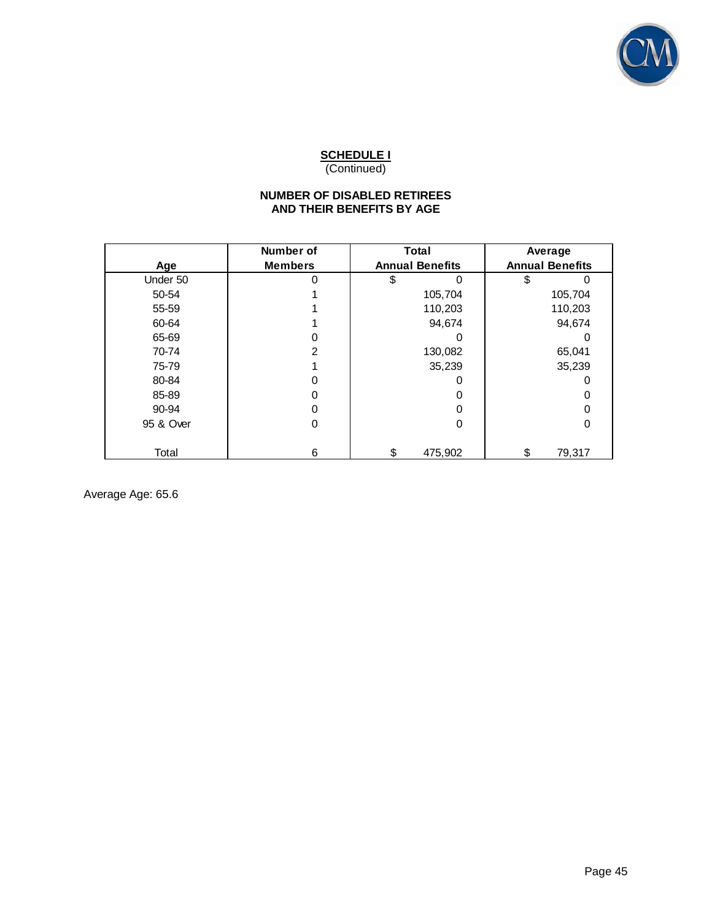**SCHEDULE I**
(Continued)

**NUMBER OF DISABLED RETIREES AND THEIR BENEFITS BY AGE**

| Age | Number of Members | Total Annual Benefits | Average Annual Benefits |
|---|---|---|---|
| Under 50 | 0 | $ 0 | $ 0 |
| 50-54 | 1 | 105,704 | 105,704 |
| 55-59 | 1 | 110,203 | 110,203 |
| 60-64 | 1 | 94,674 | 94,674 |
| 65-69 | 0 | 0 | 0 |
| 70-74 | 2 | 130,082 | 65,041 |
| 75-79 | 1 | 35,239 | 35,239 |
| 80-84 | 0 | 0 | 0 |
| 85-89 | 0 | 0 | 0 |
| 90-94 | 0 | 0 | 0 |
| 95 & Over | 0 | 0 | 0 |
| Total | 6 | $ 475,902 | $ 79,317 |

Average Age: 65.6